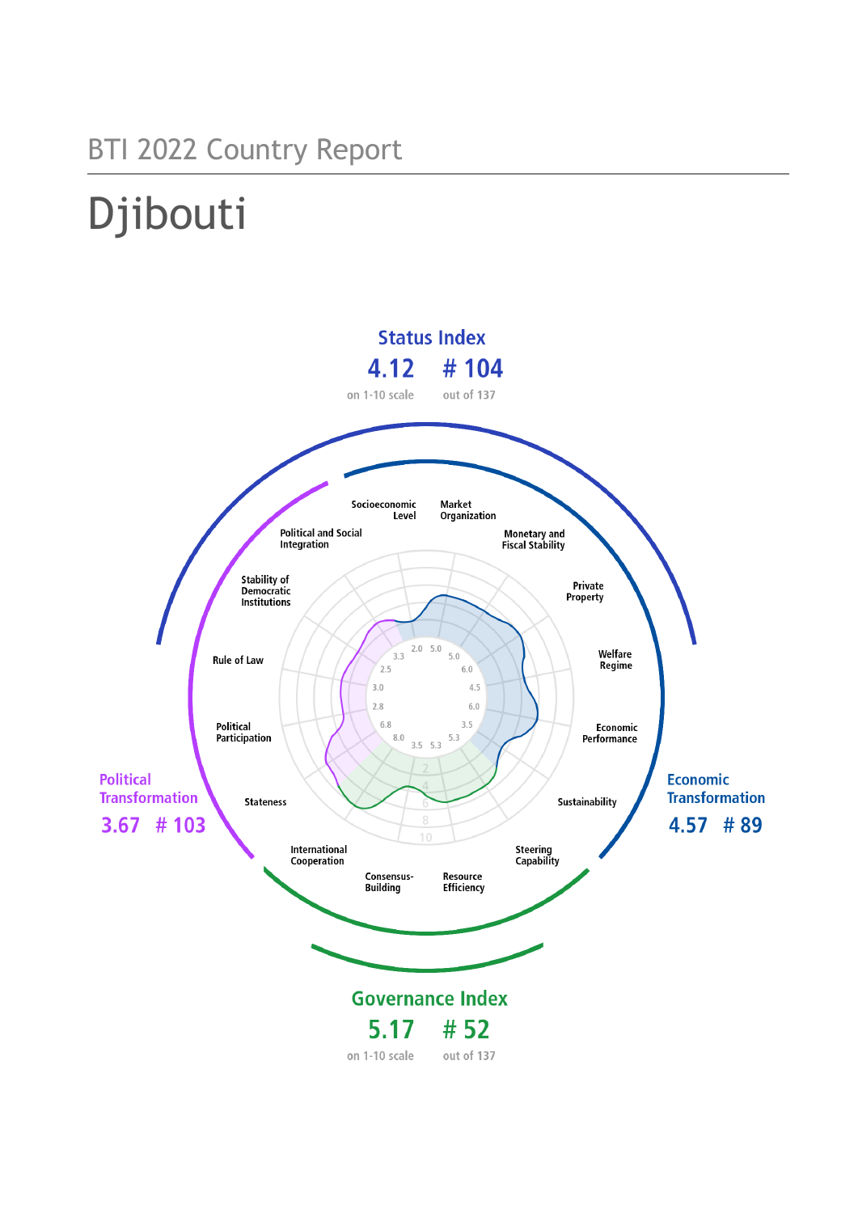BTI 2022 Country Report

# Djibouti

**Status Index**

4.12 — # 104

on 1-10 scale — out of 137

**Political Transformation**

3.67 — # 103

**Economic Transformation**

4.57 — # 89

**Governance Index**

5.17 — # 52

on 1-10 scale — out of 137

| Dimension | Score |
| --- | --- |
| Stateness | 6.8 |
| Political Participation | 2.8 |
| Rule of Law | 3.0 |
| Stability of Democratic Institutions | 2.5 |
| Political and Social Integration | 3.3 |
| Socioeconomic Level | 2.0 |
| Market Organization | 5.0 |
| Monetary and Fiscal Stability | 5.0 |
| Private Property | 6.0 |
| Welfare Regime | 4.5 |
| Economic Performance | 6.0 |
| Sustainability | 3.5 |
| Steering Capability | 5.3 |
| Resource Efficiency | 5.3 |
| Consensus-Building | 3.5 |
| International Cooperation | 8.0 |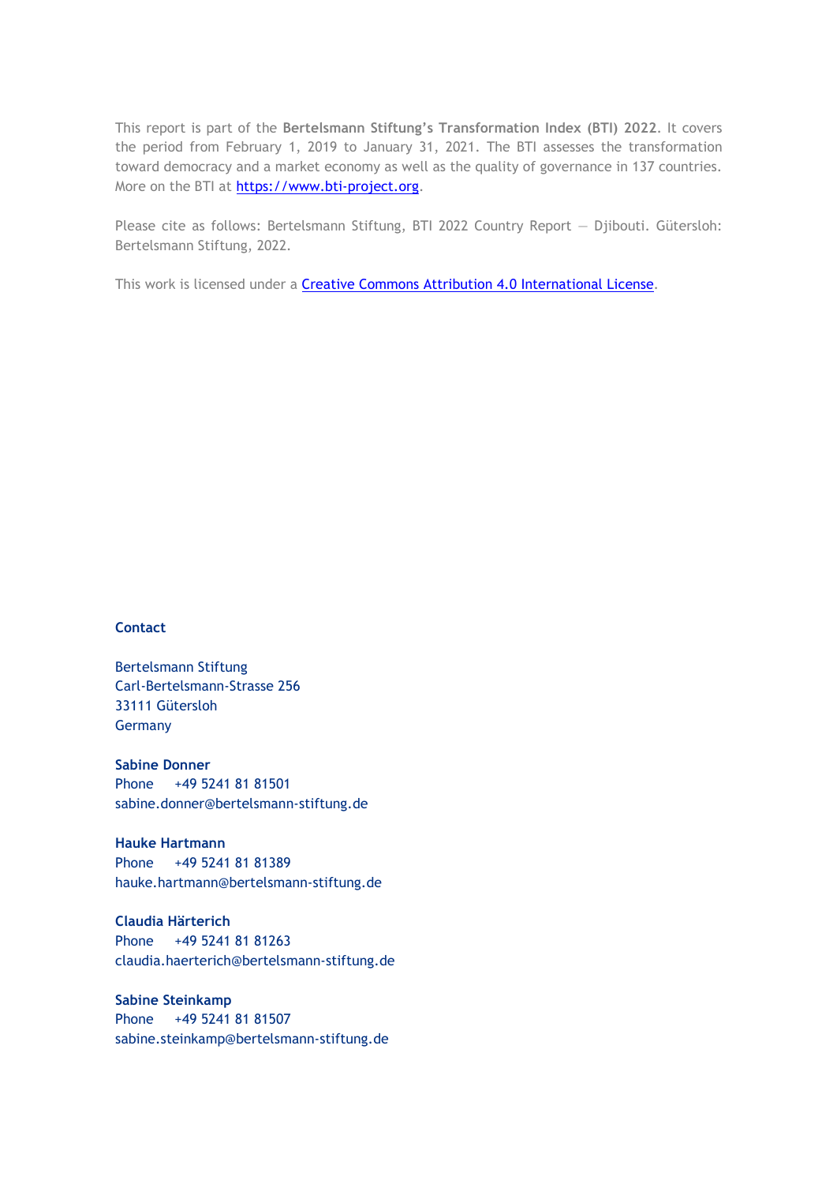This report is part of the **Bertelsmann Stiftung's Transformation Index (BTI) 2022**. It covers the period from February 1, 2019 to January 31, 2021. The BTI assesses the transformation toward democracy and a market economy as well as the quality of governance in 137 countries. More on the BTI at https://www.bti-project.org.

Please cite as follows: Bertelsmann Stiftung, BTI 2022 Country Report — Djibouti. Gütersloh: Bertelsmann Stiftung, 2022.

This work is licensed under a Creative Commons Attribution 4.0 International License.

**Contact**

Bertelsmann Stiftung
Carl-Bertelsmann-Strasse 256
33111 Gütersloh
Germany

**Sabine Donner**
Phone +49 5241 81 81501
sabine.donner@bertelsmann-stiftung.de

**Hauke Hartmann**
Phone +49 5241 81 81389
hauke.hartmann@bertelsmann-stiftung.de

**Claudia Härterich**
Phone +49 5241 81 81263
claudia.haerterich@bertelsmann-stiftung.de

**Sabine Steinkamp**
Phone +49 5241 81 81507
sabine.steinkamp@bertelsmann-stiftung.de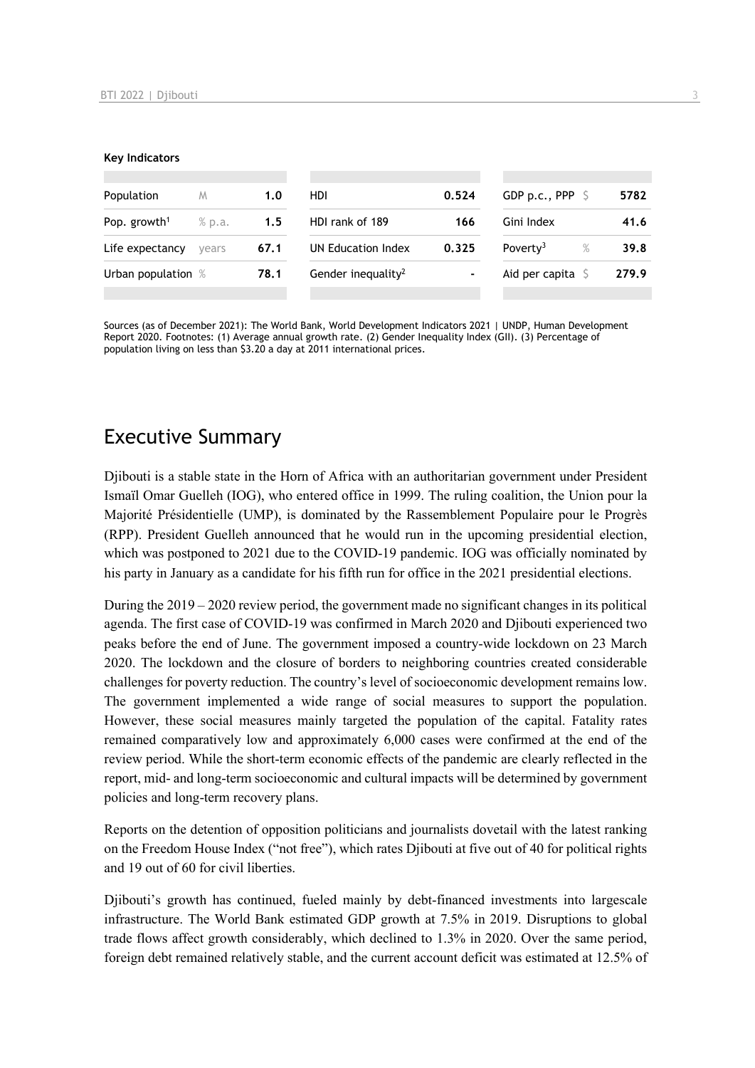**Key Indicators**

| Population | M | 1.0 | HDI | 0.524 | GDP p.c., PPP | $ | 5782 |
|---|---|---|---|---|---|---|---|
| Pop. growth[1] | % p.a. | 1.5 | HDI rank of 189 | 166 | Gini Index | | 41.6 |
| Life expectancy | years | 67.1 | UN Education Index | 0.325 | Poverty[3] | % | 39.8 |
| Urban population | % | 78.1 | Gender inequality[2] | - | Aid per capita | $ | 279.9 |

Sources (as of December 2021): The World Bank, World Development Indicators 2021 | UNDP, Human Development Report 2020. Footnotes: (1) Average annual growth rate. (2) Gender Inequality Index (GII). (3) Percentage of population living on less than $3.20 a day at 2011 international prices.

## Executive Summary

Djibouti is a stable state in the Horn of Africa with an authoritarian government under President Ismaïl Omar Guelleh (IOG), who entered office in 1999. The ruling coalition, the Union pour la Majorité Présidentielle (UMP), is dominated by the Rassemblement Populaire pour le Progrès (RPP). President Guelleh announced that he would run in the upcoming presidential election, which was postponed to 2021 due to the COVID-19 pandemic. IOG was officially nominated by his party in January as a candidate for his fifth run for office in the 2021 presidential elections.

During the 2019 – 2020 review period, the government made no significant changes in its political agenda. The first case of COVID-19 was confirmed in March 2020 and Djibouti experienced two peaks before the end of June. The government imposed a country-wide lockdown on 23 March 2020. The lockdown and the closure of borders to neighboring countries created considerable challenges for poverty reduction. The country's level of socioeconomic development remains low. The government implemented a wide range of social measures to support the population. However, these social measures mainly targeted the population of the capital. Fatality rates remained comparatively low and approximately 6,000 cases were confirmed at the end of the review period. While the short-term economic effects of the pandemic are clearly reflected in the report, mid- and long-term socioeconomic and cultural impacts will be determined by government policies and long-term recovery plans.

Reports on the detention of opposition politicians and journalists dovetail with the latest ranking on the Freedom House Index ("not free"), which rates Djibouti at five out of 40 for political rights and 19 out of 60 for civil liberties.

Djibouti's growth has continued, fueled mainly by debt-financed investments into largescale infrastructure. The World Bank estimated GDP growth at 7.5% in 2019. Disruptions to global trade flows affect growth considerably, which declined to 1.3% in 2020. Over the same period, foreign debt remained relatively stable, and the current account deficit was estimated at 12.5% of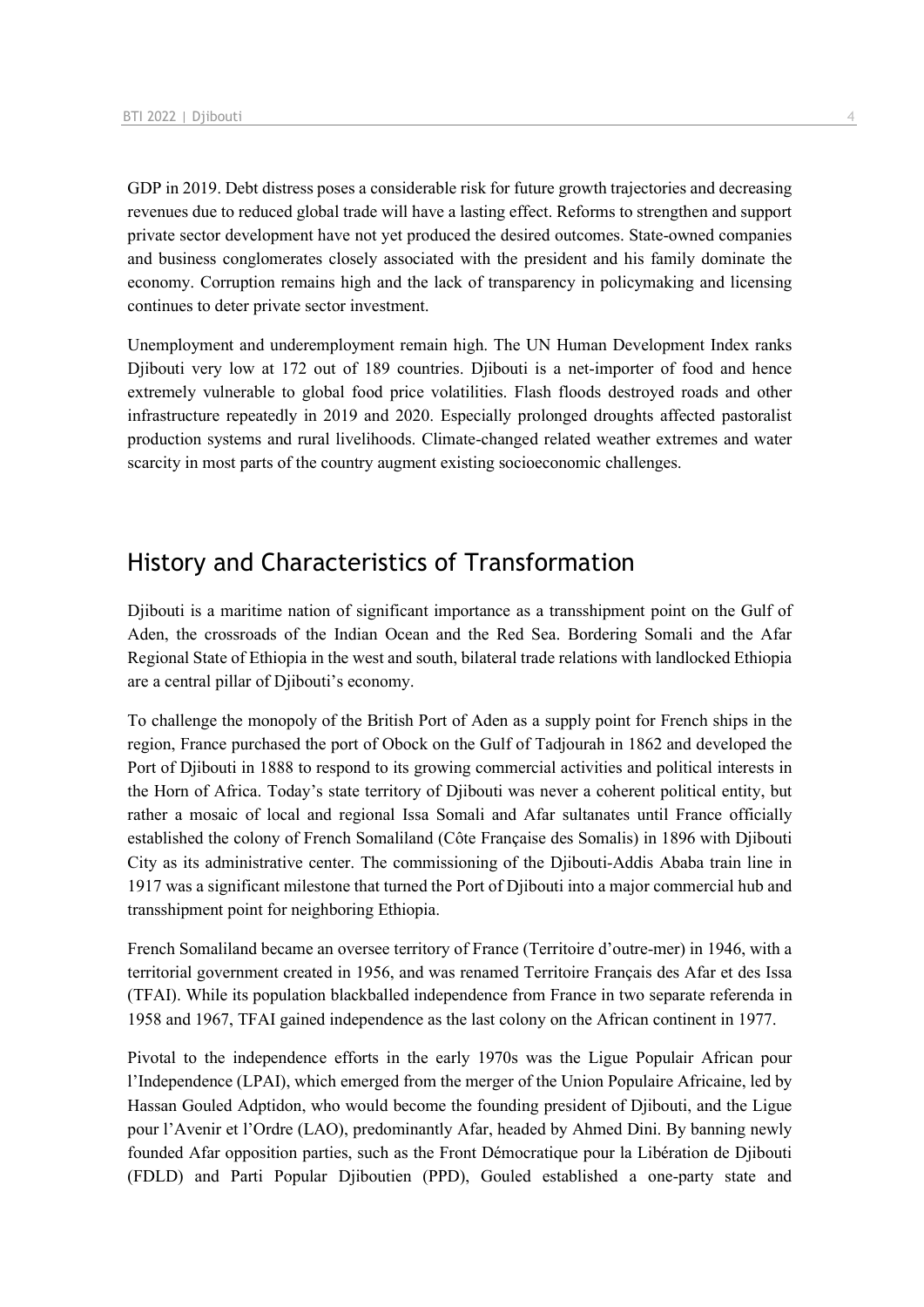GDP in 2019. Debt distress poses a considerable risk for future growth trajectories and decreasing revenues due to reduced global trade will have a lasting effect. Reforms to strengthen and support private sector development have not yet produced the desired outcomes. State-owned companies and business conglomerates closely associated with the president and his family dominate the economy. Corruption remains high and the lack of transparency in policymaking and licensing continues to deter private sector investment.

Unemployment and underemployment remain high. The UN Human Development Index ranks Djibouti very low at 172 out of 189 countries. Djibouti is a net-importer of food and hence extremely vulnerable to global food price volatilities. Flash floods destroyed roads and other infrastructure repeatedly in 2019 and 2020. Especially prolonged droughts affected pastoralist production systems and rural livelihoods. Climate-changed related weather extremes and water scarcity in most parts of the country augment existing socioeconomic challenges.

## History and Characteristics of Transformation

Djibouti is a maritime nation of significant importance as a transshipment point on the Gulf of Aden, the crossroads of the Indian Ocean and the Red Sea. Bordering Somali and the Afar Regional State of Ethiopia in the west and south, bilateral trade relations with landlocked Ethiopia are a central pillar of Djibouti's economy.

To challenge the monopoly of the British Port of Aden as a supply point for French ships in the region, France purchased the port of Obock on the Gulf of Tadjourah in 1862 and developed the Port of Djibouti in 1888 to respond to its growing commercial activities and political interests in the Horn of Africa. Today's state territory of Djibouti was never a coherent political entity, but rather a mosaic of local and regional Issa Somali and Afar sultanates until France officially established the colony of French Somaliland (Côte Française des Somalis) in 1896 with Djibouti City as its administrative center. The commissioning of the Djibouti-Addis Ababa train line in 1917 was a significant milestone that turned the Port of Djibouti into a major commercial hub and transshipment point for neighboring Ethiopia.

French Somaliland became an oversee territory of France (Territoire d'outre-mer) in 1946, with a territorial government created in 1956, and was renamed Territoire Français des Afar et des Issa (TFAI). While its population blackballed independence from France in two separate referenda in 1958 and 1967, TFAI gained independence as the last colony on the African continent in 1977.

Pivotal to the independence efforts in the early 1970s was the Ligue Populair African pour l'Independence (LPAI), which emerged from the merger of the Union Populaire Africaine, led by Hassan Gouled Adptidon, who would become the founding president of Djibouti, and the Ligue pour l'Avenir et l'Ordre (LAO), predominantly Afar, headed by Ahmed Dini. By banning newly founded Afar opposition parties, such as the Front Démocratique pour la Libération de Djibouti (FDLD) and Parti Popular Djiboutien (PPD), Gouled established a one-party state and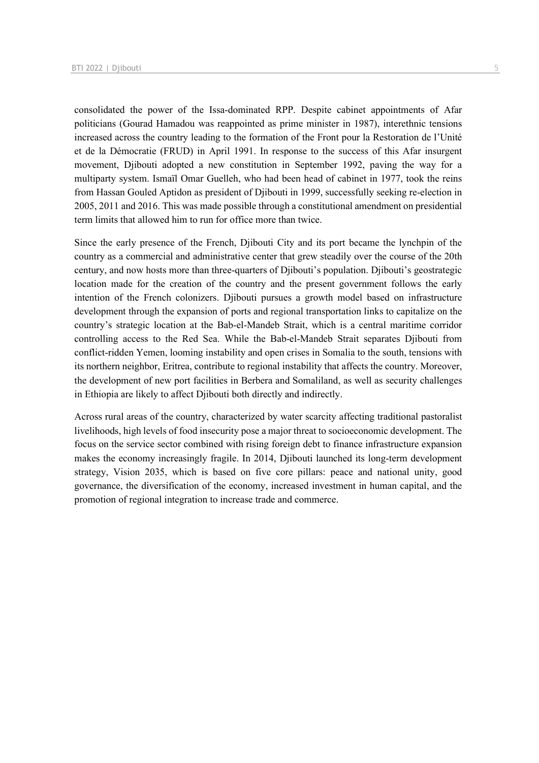consolidated the power of the Issa-dominated RPP. Despite cabinet appointments of Afar politicians (Gourad Hamadou was reappointed as prime minister in 1987), interethnic tensions increased across the country leading to the formation of the Front pour la Restoration de l'Unité et de la Démocratie (FRUD) in April 1991. In response to the success of this Afar insurgent movement, Djibouti adopted a new constitution in September 1992, paving the way for a multiparty system. Ismaïl Omar Guelleh, who had been head of cabinet in 1977, took the reins from Hassan Gouled Aptidon as president of Djibouti in 1999, successfully seeking re-election in 2005, 2011 and 2016. This was made possible through a constitutional amendment on presidential term limits that allowed him to run for office more than twice.

Since the early presence of the French, Djibouti City and its port became the lynchpin of the country as a commercial and administrative center that grew steadily over the course of the 20th century, and now hosts more than three-quarters of Djibouti's population. Djibouti's geostrategic location made for the creation of the country and the present government follows the early intention of the French colonizers. Djibouti pursues a growth model based on infrastructure development through the expansion of ports and regional transportation links to capitalize on the country's strategic location at the Bab-el-Mandeb Strait, which is a central maritime corridor controlling access to the Red Sea. While the Bab-el-Mandeb Strait separates Djibouti from conflict-ridden Yemen, looming instability and open crises in Somalia to the south, tensions with its northern neighbor, Eritrea, contribute to regional instability that affects the country. Moreover, the development of new port facilities in Berbera and Somaliland, as well as security challenges in Ethiopia are likely to affect Djibouti both directly and indirectly.

Across rural areas of the country, characterized by water scarcity affecting traditional pastoralist livelihoods, high levels of food insecurity pose a major threat to socioeconomic development. The focus on the service sector combined with rising foreign debt to finance infrastructure expansion makes the economy increasingly fragile. In 2014, Djibouti launched its long-term development strategy, Vision 2035, which is based on five core pillars: peace and national unity, good governance, the diversification of the economy, increased investment in human capital, and the promotion of regional integration to increase trade and commerce.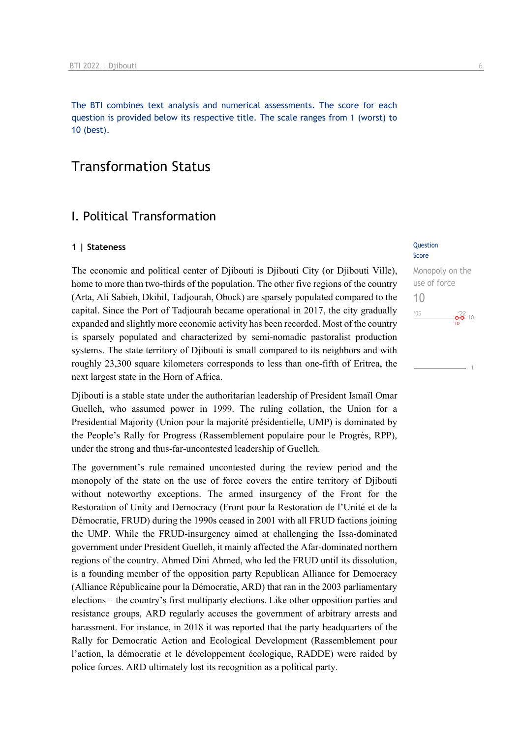The BTI combines text analysis and numerical assessments. The score for each question is provided below its respective title. The scale ranges from 1 (worst) to 10 (best).

# Transformation Status

## I. Political Transformation

### 1 | Stateness

Question Score

Monopoly on the use of force

10

The economic and political center of Djibouti is Djibouti City (or Djibouti Ville), home to more than two-thirds of the population. The other five regions of the country (Arta, Ali Sabieh, Dkihil, Tadjourah, Obock) are sparsely populated compared to the capital. Since the Port of Tadjourah became operational in 2017, the city gradually expanded and slightly more economic activity has been recorded. Most of the country is sparsely populated and characterized by semi-nomadic pastoralist production systems. The state territory of Djibouti is small compared to its neighbors and with roughly 23,300 square kilometers corresponds to less than one-fifth of Eritrea, the next largest state in the Horn of Africa.

Djibouti is a stable state under the authoritarian leadership of President Ismaïl Omar Guelleh, who assumed power in 1999. The ruling collation, the Union for a Presidential Majority (Union pour la majorité présidentielle, UMP) is dominated by the People's Rally for Progress (Rassemblement populaire pour le Progrès, RPP), under the strong and thus-far-uncontested leadership of Guelleh.

The government's rule remained uncontested during the review period and the monopoly of the state on the use of force covers the entire territory of Djibouti without noteworthy exceptions. The armed insurgency of the Front for the Restoration of Unity and Democracy (Front pour la Restoration de l'Unité et de la Démocratie, FRUD) during the 1990s ceased in 2001 with all FRUD factions joining the UMP. While the FRUD-insurgency aimed at challenging the Issa-dominated government under President Guelleh, it mainly affected the Afar-dominated northern regions of the country. Ahmed Dini Ahmed, who led the FRUD until its dissolution, is a founding member of the opposition party Republican Alliance for Democracy (Alliance Républicaine pour la Démocratie, ARD) that ran in the 2003 parliamentary elections – the country's first multiparty elections. Like other opposition parties and resistance groups, ARD regularly accuses the government of arbitrary arrests and harassment. For instance, in 2018 it was reported that the party headquarters of the Rally for Democratic Action and Ecological Development (Rassemblement pour l'action, la démocratie et le développement écologique, RADDE) were raided by police forces. ARD ultimately lost its recognition as a political party.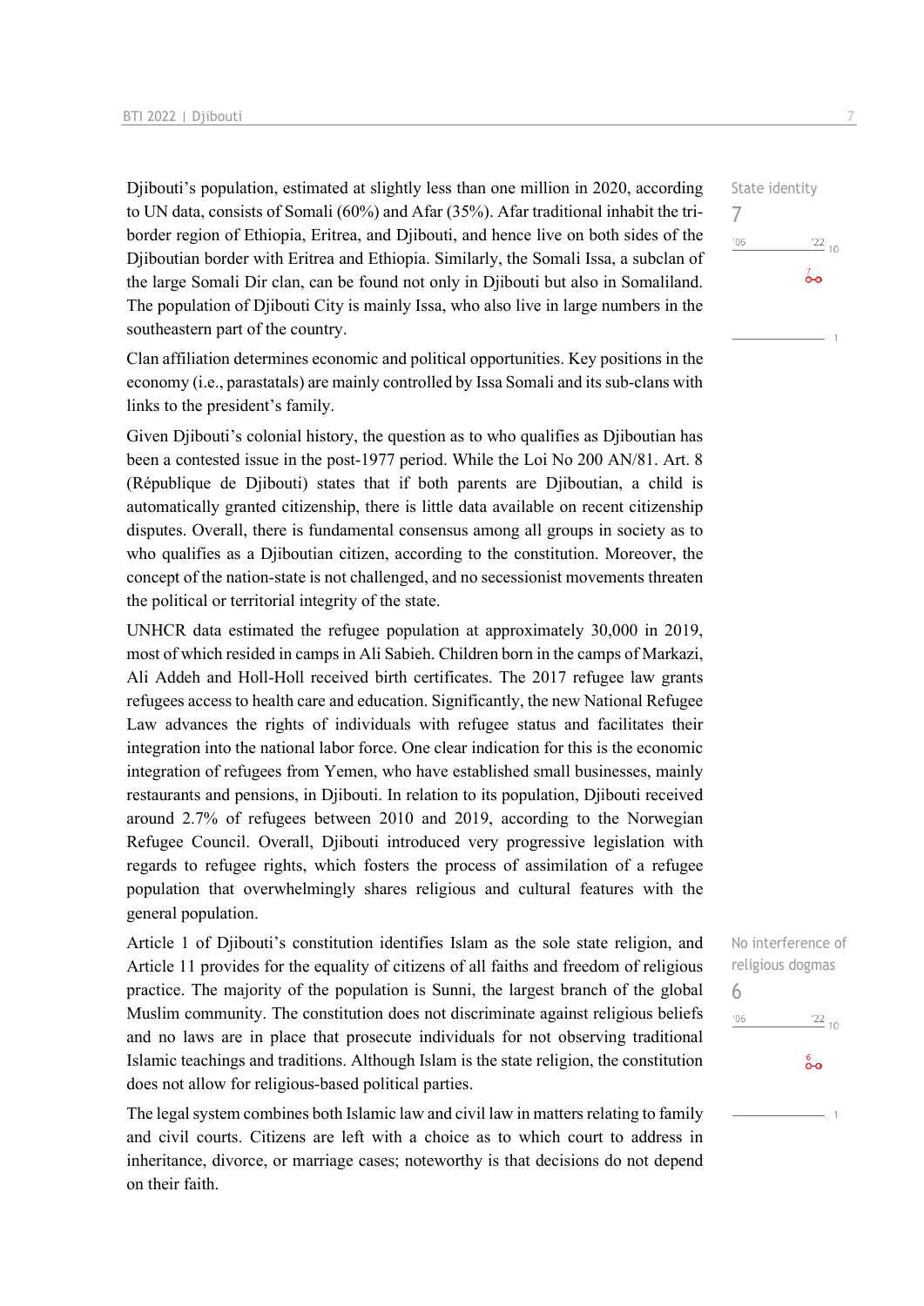Djibouti's population, estimated at slightly less than one million in 2020, according to UN data, consists of Somali (60%) and Afar (35%). Afar traditional inhabit the tri-border region of Ethiopia, Eritrea, and Djibouti, and hence live on both sides of the Djiboutian border with Eritrea and Ethiopia. Similarly, the Somali Issa, a subclan of the large Somali Dir clan, can be found not only in Djibouti but also in Somaliland. The population of Djibouti City is mainly Issa, who also live in large numbers in the southeastern part of the country.

State identity
7

Clan affiliation determines economic and political opportunities. Key positions in the economy (i.e., parastatals) are mainly controlled by Issa Somali and its sub-clans with links to the president's family.

Given Djibouti's colonial history, the question as to who qualifies as Djiboutian has been a contested issue in the post-1977 period. While the Loi No 200 AN/81. Art. 8 (République de Djibouti) states that if both parents are Djiboutian, a child is automatically granted citizenship, there is little data available on recent citizenship disputes. Overall, there is fundamental consensus among all groups in society as to who qualifies as a Djiboutian citizen, according to the constitution. Moreover, the concept of the nation-state is not challenged, and no secessionist movements threaten the political or territorial integrity of the state.

UNHCR data estimated the refugee population at approximately 30,000 in 2019, most of which resided in camps in Ali Sabieh. Children born in the camps of Markazi, Ali Addeh and Holl-Holl received birth certificates. The 2017 refugee law grants refugees access to health care and education. Significantly, the new National Refugee Law advances the rights of individuals with refugee status and facilitates their integration into the national labor force. One clear indication for this is the economic integration of refugees from Yemen, who have established small businesses, mainly restaurants and pensions, in Djibouti. In relation to its population, Djibouti received around 2.7% of refugees between 2010 and 2019, according to the Norwegian Refugee Council. Overall, Djibouti introduced very progressive legislation with regards to refugee rights, which fosters the process of assimilation of a refugee population that overwhelmingly shares religious and cultural features with the general population.

Article 1 of Djibouti's constitution identifies Islam as the sole state religion, and Article 11 provides for the equality of citizens of all faiths and freedom of religious practice. The majority of the population is Sunni, the largest branch of the global Muslim community. The constitution does not discriminate against religious beliefs and no laws are in place that prosecute individuals for not observing traditional Islamic teachings and traditions. Although Islam is the state religion, the constitution does not allow for religious-based political parties.

No interference of religious dogmas
6

The legal system combines both Islamic law and civil law in matters relating to family and civil courts. Citizens are left with a choice as to which court to address in inheritance, divorce, or marriage cases; noteworthy is that decisions do not depend on their faith.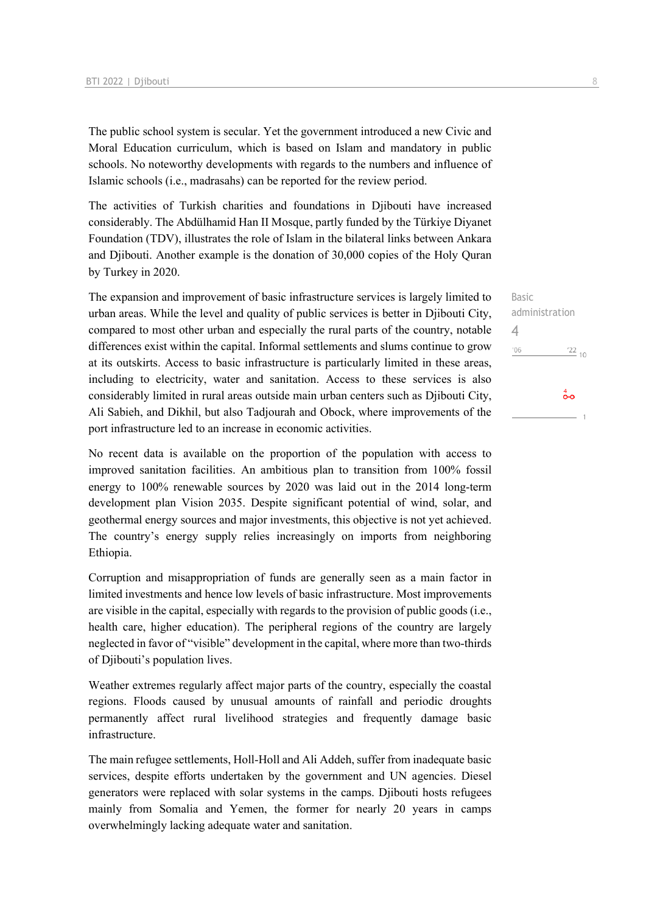The public school system is secular. Yet the government introduced a new Civic and Moral Education curriculum, which is based on Islam and mandatory in public schools. No noteworthy developments with regards to the numbers and influence of Islamic schools (i.e., madrasahs) can be reported for the review period.

The activities of Turkish charities and foundations in Djibouti have increased considerably. The Abdülhamid Han II Mosque, partly funded by the Türkiye Diyanet Foundation (TDV), illustrates the role of Islam in the bilateral links between Ankara and Djibouti. Another example is the donation of 30,000 copies of the Holy Quran by Turkey in 2020.

Basic administration
4

The expansion and improvement of basic infrastructure services is largely limited to urban areas. While the level and quality of public services is better in Djibouti City, compared to most other urban and especially the rural parts of the country, notable differences exist within the capital. Informal settlements and slums continue to grow at its outskirts. Access to basic infrastructure is particularly limited in these areas, including to electricity, water and sanitation. Access to these services is also considerably limited in rural areas outside main urban centers such as Djibouti City, Ali Sabieh, and Dikhil, but also Tadjourah and Obock, where improvements of the port infrastructure led to an increase in economic activities.

No recent data is available on the proportion of the population with access to improved sanitation facilities. An ambitious plan to transition from 100% fossil energy to 100% renewable sources by 2020 was laid out in the 2014 long-term development plan Vision 2035. Despite significant potential of wind, solar, and geothermal energy sources and major investments, this objective is not yet achieved. The country's energy supply relies increasingly on imports from neighboring Ethiopia.

Corruption and misappropriation of funds are generally seen as a main factor in limited investments and hence low levels of basic infrastructure. Most improvements are visible in the capital, especially with regards to the provision of public goods (i.e., health care, higher education). The peripheral regions of the country are largely neglected in favor of "visible" development in the capital, where more than two-thirds of Djibouti's population lives.

Weather extremes regularly affect major parts of the country, especially the coastal regions. Floods caused by unusual amounts of rainfall and periodic droughts permanently affect rural livelihood strategies and frequently damage basic infrastructure.

The main refugee settlements, Holl-Holl and Ali Addeh, suffer from inadequate basic services, despite efforts undertaken by the government and UN agencies. Diesel generators were replaced with solar systems in the camps. Djibouti hosts refugees mainly from Somalia and Yemen, the former for nearly 20 years in camps overwhelmingly lacking adequate water and sanitation.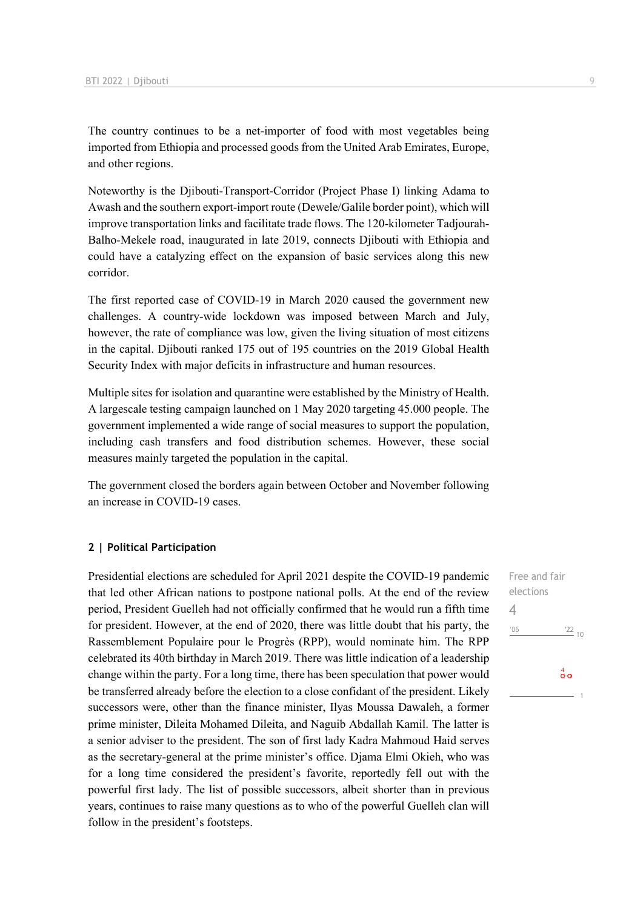The country continues to be a net-importer of food with most vegetables being imported from Ethiopia and processed goods from the United Arab Emirates, Europe, and other regions.

Noteworthy is the Djibouti-Transport-Corridor (Project Phase I) linking Adama to Awash and the southern export-import route (Dewele/Galile border point), which will improve transportation links and facilitate trade flows. The 120-kilometer Tadjourah-Balho-Mekele road, inaugurated in late 2019, connects Djibouti with Ethiopia and could have a catalyzing effect on the expansion of basic services along this new corridor.

The first reported case of COVID-19 in March 2020 caused the government new challenges. A country-wide lockdown was imposed between March and July, however, the rate of compliance was low, given the living situation of most citizens in the capital. Djibouti ranked 175 out of 195 countries on the 2019 Global Health Security Index with major deficits in infrastructure and human resources.

Multiple sites for isolation and quarantine were established by the Ministry of Health. A largescale testing campaign launched on 1 May 2020 targeting 45.000 people. The government implemented a wide range of social measures to support the population, including cash transfers and food distribution schemes. However, these social measures mainly targeted the population in the capital.

The government closed the borders again between October and November following an increase in COVID-19 cases.

### 2 | Political Participation

Free and fair elections
4

Presidential elections are scheduled for April 2021 despite the COVID-19 pandemic that led other African nations to postpone national polls. At the end of the review period, President Guelleh had not officially confirmed that he would run a fifth time for president. However, at the end of 2020, there was little doubt that his party, the Rassemblement Populaire pour le Progrès (RPP), would nominate him. The RPP celebrated its 40th birthday in March 2019. There was little indication of a leadership change within the party. For a long time, there has been speculation that power would be transferred already before the election to a close confidant of the president. Likely successors were, other than the finance minister, Ilyas Moussa Dawaleh, a former prime minister, Dileita Mohamed Dileita, and Naguib Abdallah Kamil. The latter is a senior adviser to the president. The son of first lady Kadra Mahmoud Haid serves as the secretary-general at the prime minister's office. Djama Elmi Okieh, who was for a long time considered the president's favorite, reportedly fell out with the powerful first lady. The list of possible successors, albeit shorter than in previous years, continues to raise many questions as to who of the powerful Guelleh clan will follow in the president's footsteps.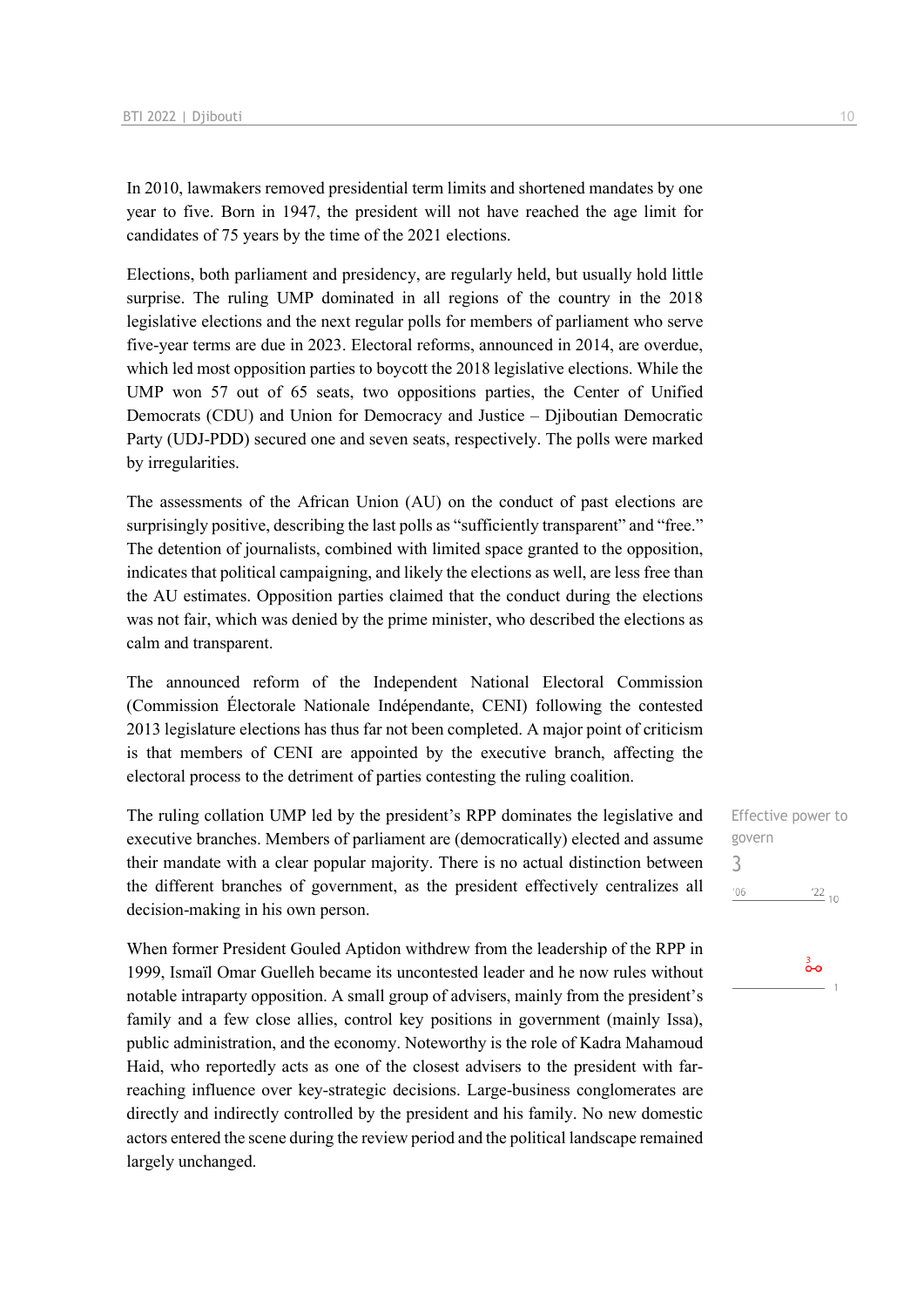In 2010, lawmakers removed presidential term limits and shortened mandates by one year to five. Born in 1947, the president will not have reached the age limit for candidates of 75 years by the time of the 2021 elections.

Elections, both parliament and presidency, are regularly held, but usually hold little surprise. The ruling UMP dominated in all regions of the country in the 2018 legislative elections and the next regular polls for members of parliament who serve five-year terms are due in 2023. Electoral reforms, announced in 2014, are overdue, which led most opposition parties to boycott the 2018 legislative elections. While the UMP won 57 out of 65 seats, two oppositions parties, the Center of Unified Democrats (CDU) and Union for Democracy and Justice – Djiboutian Democratic Party (UDJ-PDD) secured one and seven seats, respectively. The polls were marked by irregularities.

The assessments of the African Union (AU) on the conduct of past elections are surprisingly positive, describing the last polls as "sufficiently transparent" and "free." The detention of journalists, combined with limited space granted to the opposition, indicates that political campaigning, and likely the elections as well, are less free than the AU estimates. Opposition parties claimed that the conduct during the elections was not fair, which was denied by the prime minister, who described the elections as calm and transparent.

The announced reform of the Independent National Electoral Commission (Commission Électorale Nationale Indépendante, CENI) following the contested 2013 legislature elections has thus far not been completed. A major point of criticism is that members of CENI are appointed by the executive branch, affecting the electoral process to the detriment of parties contesting the ruling coalition.

Effective power to govern

3

The ruling collation UMP led by the president's RPP dominates the legislative and executive branches. Members of parliament are (democratically) elected and assume their mandate with a clear popular majority. There is no actual distinction between the different branches of government, as the president effectively centralizes all decision-making in his own person.

When former President Gouled Aptidon withdrew from the leadership of the RPP in 1999, Ismaïl Omar Guelleh became its uncontested leader and he now rules without notable intraparty opposition. A small group of advisers, mainly from the president's family and a few close allies, control key positions in government (mainly Issa), public administration, and the economy. Noteworthy is the role of Kadra Mahamoud Haid, who reportedly acts as one of the closest advisers to the president with far-reaching influence over key-strategic decisions. Large-business conglomerates are directly and indirectly controlled by the president and his family. No new domestic actors entered the scene during the review period and the political landscape remained largely unchanged.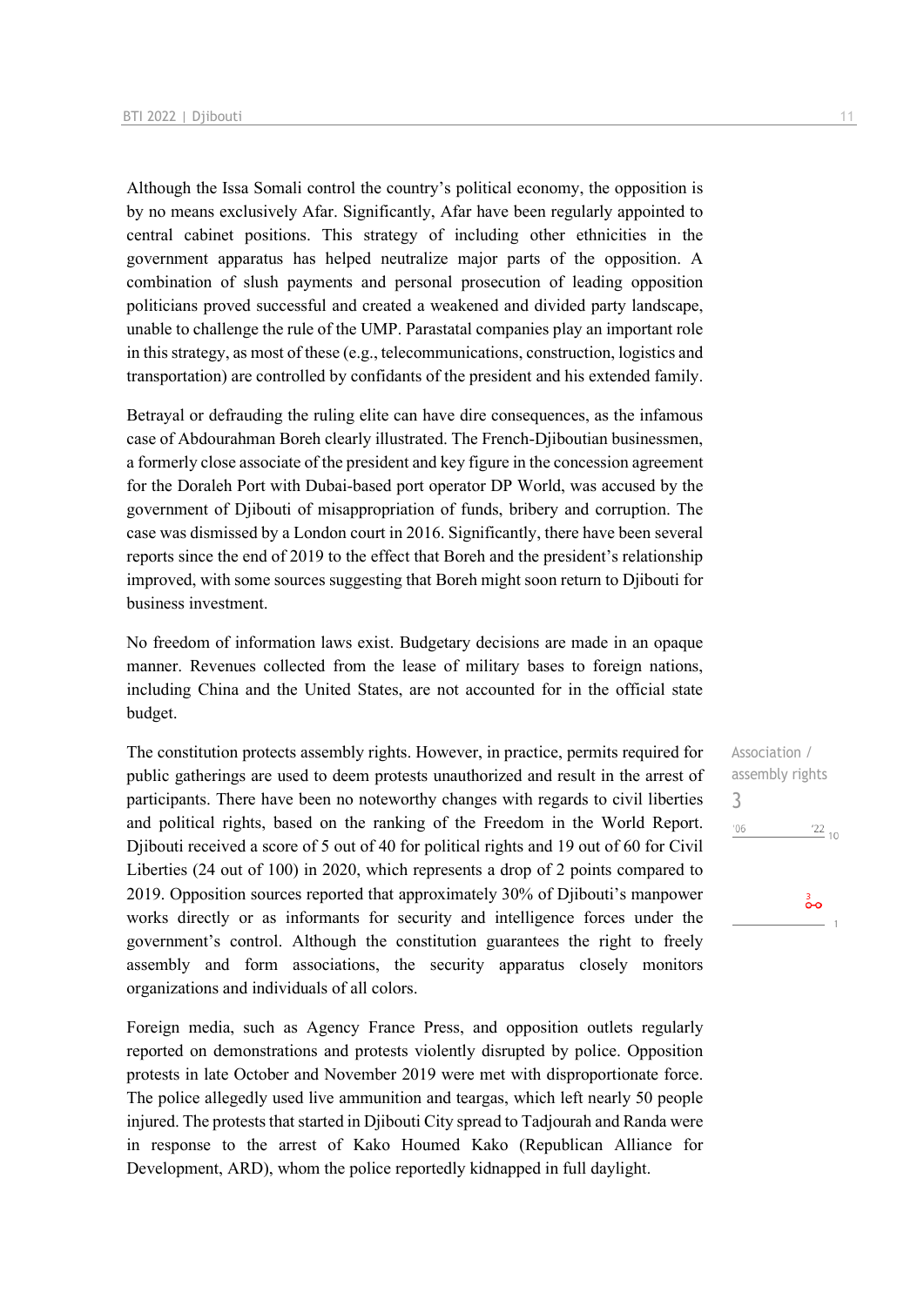Although the Issa Somali control the country's political economy, the opposition is by no means exclusively Afar. Significantly, Afar have been regularly appointed to central cabinet positions. This strategy of including other ethnicities in the government apparatus has helped neutralize major parts of the opposition. A combination of slush payments and personal prosecution of leading opposition politicians proved successful and created a weakened and divided party landscape, unable to challenge the rule of the UMP. Parastatal companies play an important role in this strategy, as most of these (e.g., telecommunications, construction, logistics and transportation) are controlled by confidants of the president and his extended family.

Betrayal or defrauding the ruling elite can have dire consequences, as the infamous case of Abdourahman Boreh clearly illustrated. The French-Djiboutian businessmen, a formerly close associate of the president and key figure in the concession agreement for the Doraleh Port with Dubai-based port operator DP World, was accused by the government of Djibouti of misappropriation of funds, bribery and corruption. The case was dismissed by a London court in 2016. Significantly, there have been several reports since the end of 2019 to the effect that Boreh and the president's relationship improved, with some sources suggesting that Boreh might soon return to Djibouti for business investment.

No freedom of information laws exist. Budgetary decisions are made in an opaque manner. Revenues collected from the lease of military bases to foreign nations, including China and the United States, are not accounted for in the official state budget.

Association / assembly rights
3

The constitution protects assembly rights. However, in practice, permits required for public gatherings are used to deem protests unauthorized and result in the arrest of participants. There have been no noteworthy changes with regards to civil liberties and political rights, based on the ranking of the Freedom in the World Report. Djibouti received a score of 5 out of 40 for political rights and 19 out of 60 for Civil Liberties (24 out of 100) in 2020, which represents a drop of 2 points compared to 2019. Opposition sources reported that approximately 30% of Djibouti's manpower works directly or as informants for security and intelligence forces under the government's control. Although the constitution guarantees the right to freely assembly and form associations, the security apparatus closely monitors organizations and individuals of all colors.

Foreign media, such as Agency France Press, and opposition outlets regularly reported on demonstrations and protests violently disrupted by police. Opposition protests in late October and November 2019 were met with disproportionate force. The police allegedly used live ammunition and teargas, which left nearly 50 people injured. The protests that started in Djibouti City spread to Tadjourah and Randa were in response to the arrest of Kako Houmed Kako (Republican Alliance for Development, ARD), whom the police reportedly kidnapped in full daylight.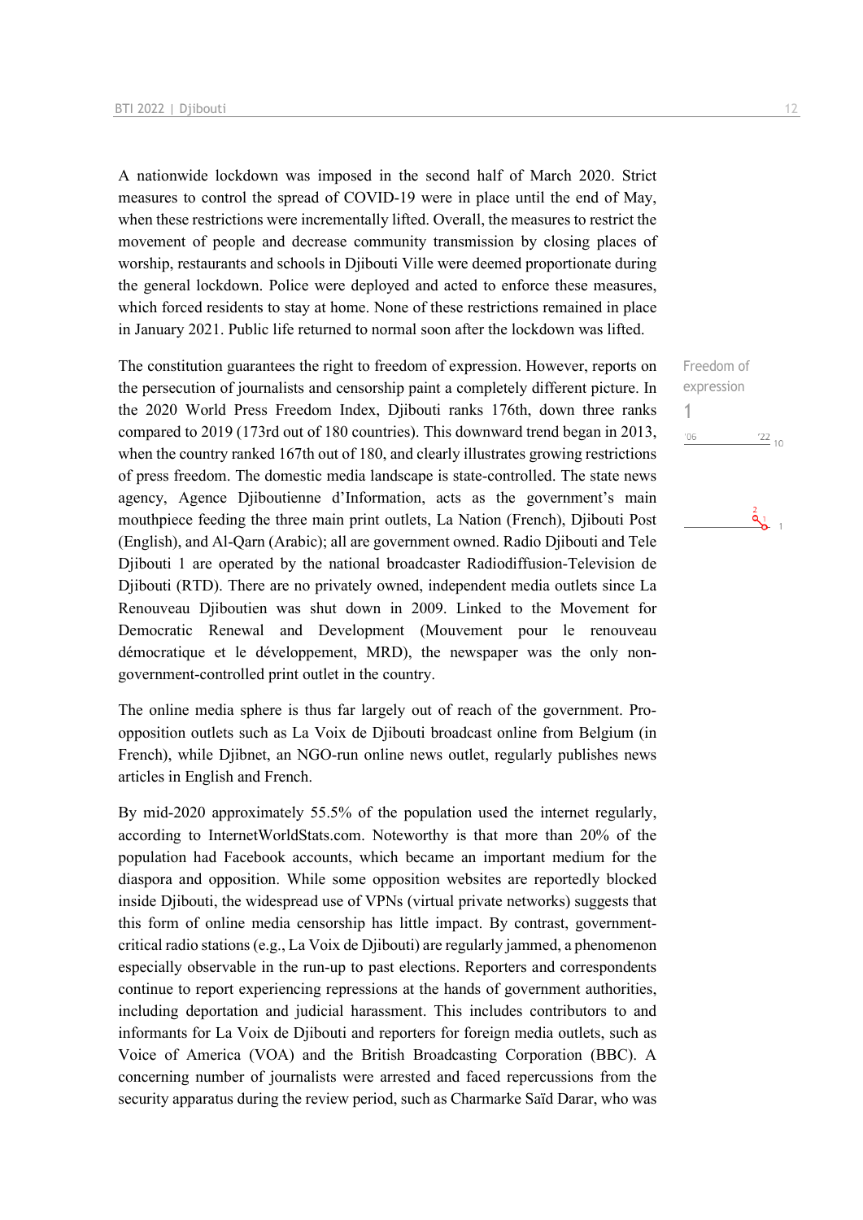A nationwide lockdown was imposed in the second half of March 2020. Strict measures to control the spread of COVID-19 were in place until the end of May, when these restrictions were incrementally lifted. Overall, the measures to restrict the movement of people and decrease community transmission by closing places of worship, restaurants and schools in Djibouti Ville were deemed proportionate during the general lockdown. Police were deployed and acted to enforce these measures, which forced residents to stay at home. None of these restrictions remained in place in January 2021. Public life returned to normal soon after the lockdown was lifted.

Freedom of expression
1

The constitution guarantees the right to freedom of expression. However, reports on the persecution of journalists and censorship paint a completely different picture. In the 2020 World Press Freedom Index, Djibouti ranks 176th, down three ranks compared to 2019 (173rd out of 180 countries). This downward trend began in 2013, when the country ranked 167th out of 180, and clearly illustrates growing restrictions of press freedom. The domestic media landscape is state-controlled. The state news agency, Agence Djiboutienne d'Information, acts as the government's main mouthpiece feeding the three main print outlets, La Nation (French), Djibouti Post (English), and Al-Qarn (Arabic); all are government owned. Radio Djibouti and Tele Djibouti 1 are operated by the national broadcaster Radiodiffusion-Television de Djibouti (RTD). There are no privately owned, independent media outlets since La Renouveau Djiboutien was shut down in 2009. Linked to the Movement for Democratic Renewal and Development (Mouvement pour le renouveau démocratique et le développement, MRD), the newspaper was the only non-government-controlled print outlet in the country.

The online media sphere is thus far largely out of reach of the government. Pro-opposition outlets such as La Voix de Djibouti broadcast online from Belgium (in French), while Djibnet, an NGO-run online news outlet, regularly publishes news articles in English and French.

By mid-2020 approximately 55.5% of the population used the internet regularly, according to InternetWorldStats.com. Noteworthy is that more than 20% of the population had Facebook accounts, which became an important medium for the diaspora and opposition. While some opposition websites are reportedly blocked inside Djibouti, the widespread use of VPNs (virtual private networks) suggests that this form of online media censorship has little impact. By contrast, government-critical radio stations (e.g., La Voix de Djibouti) are regularly jammed, a phenomenon especially observable in the run-up to past elections. Reporters and correspondents continue to report experiencing repressions at the hands of government authorities, including deportation and judicial harassment. This includes contributors to and informants for La Voix de Djibouti and reporters for foreign media outlets, such as Voice of America (VOA) and the British Broadcasting Corporation (BBC). A concerning number of journalists were arrested and faced repercussions from the security apparatus during the review period, such as Charmarke Saïd Darar, who was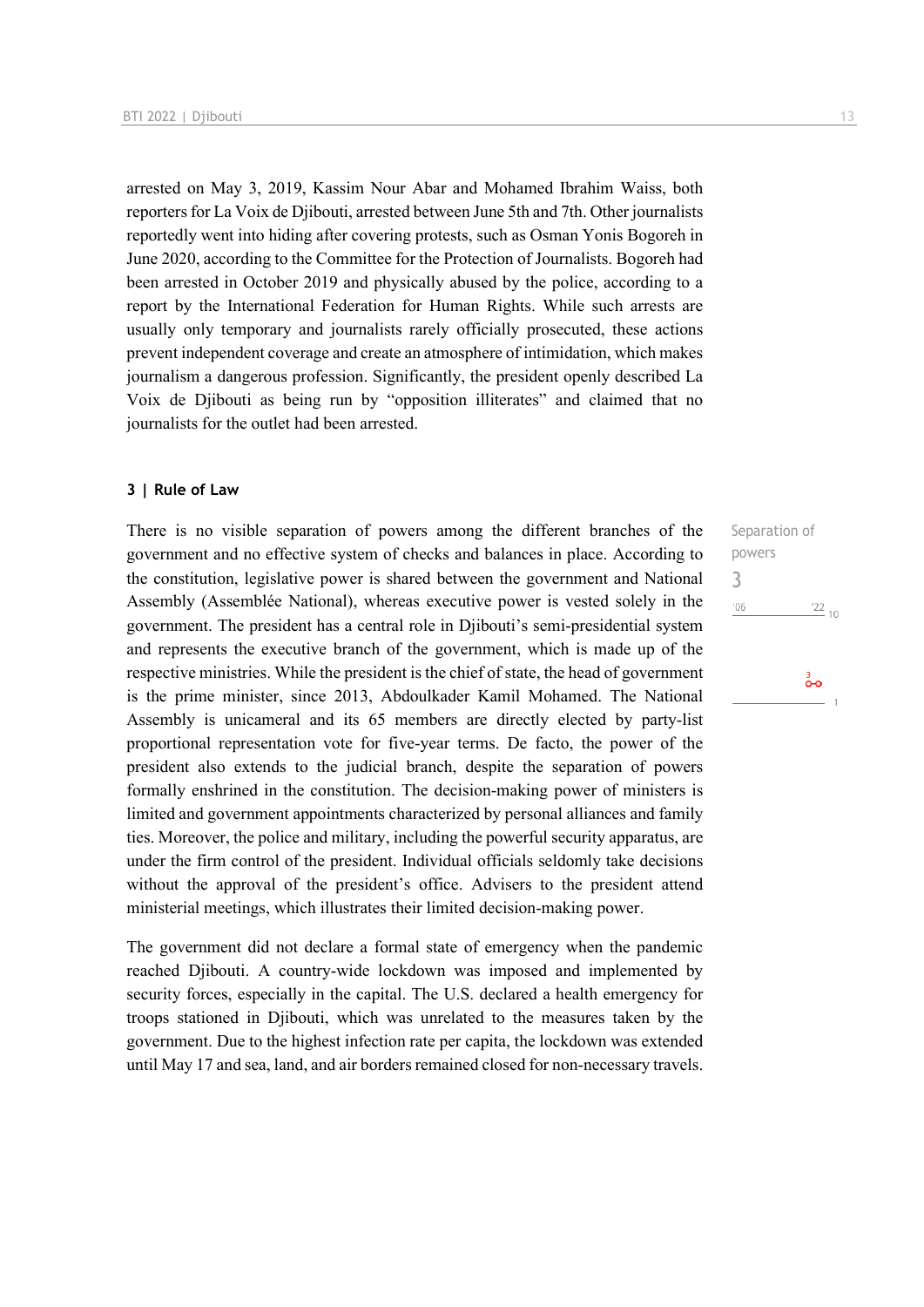arrested on May 3, 2019, Kassim Nour Abar and Mohamed Ibrahim Waiss, both reporters for La Voix de Djibouti, arrested between June 5th and 7th. Other journalists reportedly went into hiding after covering protests, such as Osman Yonis Bogoreh in June 2020, according to the Committee for the Protection of Journalists. Bogoreh had been arrested in October 2019 and physically abused by the police, according to a report by the International Federation for Human Rights. While such arrests are usually only temporary and journalists rarely officially prosecuted, these actions prevent independent coverage and create an atmosphere of intimidation, which makes journalism a dangerous profession. Significantly, the president openly described La Voix de Djibouti as being run by "opposition illiterates" and claimed that no journalists for the outlet had been arrested.

## 3 | Rule of Law

Separation of powers
3

There is no visible separation of powers among the different branches of the government and no effective system of checks and balances in place. According to the constitution, legislative power is shared between the government and National Assembly (Assemblée National), whereas executive power is vested solely in the government. The president has a central role in Djibouti's semi-presidential system and represents the executive branch of the government, which is made up of the respective ministries. While the president is the chief of state, the head of government is the prime minister, since 2013, Abdoulkader Kamil Mohamed. The National Assembly is unicameral and its 65 members are directly elected by party-list proportional representation vote for five-year terms. De facto, the power of the president also extends to the judicial branch, despite the separation of powers formally enshrined in the constitution. The decision-making power of ministers is limited and government appointments characterized by personal alliances and family ties. Moreover, the police and military, including the powerful security apparatus, are under the firm control of the president. Individual officials seldomly take decisions without the approval of the president's office. Advisers to the president attend ministerial meetings, which illustrates their limited decision-making power.

The government did not declare a formal state of emergency when the pandemic reached Djibouti. A country-wide lockdown was imposed and implemented by security forces, especially in the capital. The U.S. declared a health emergency for troops stationed in Djibouti, which was unrelated to the measures taken by the government. Due to the highest infection rate per capita, the lockdown was extended until May 17 and sea, land, and air borders remained closed for non-necessary travels.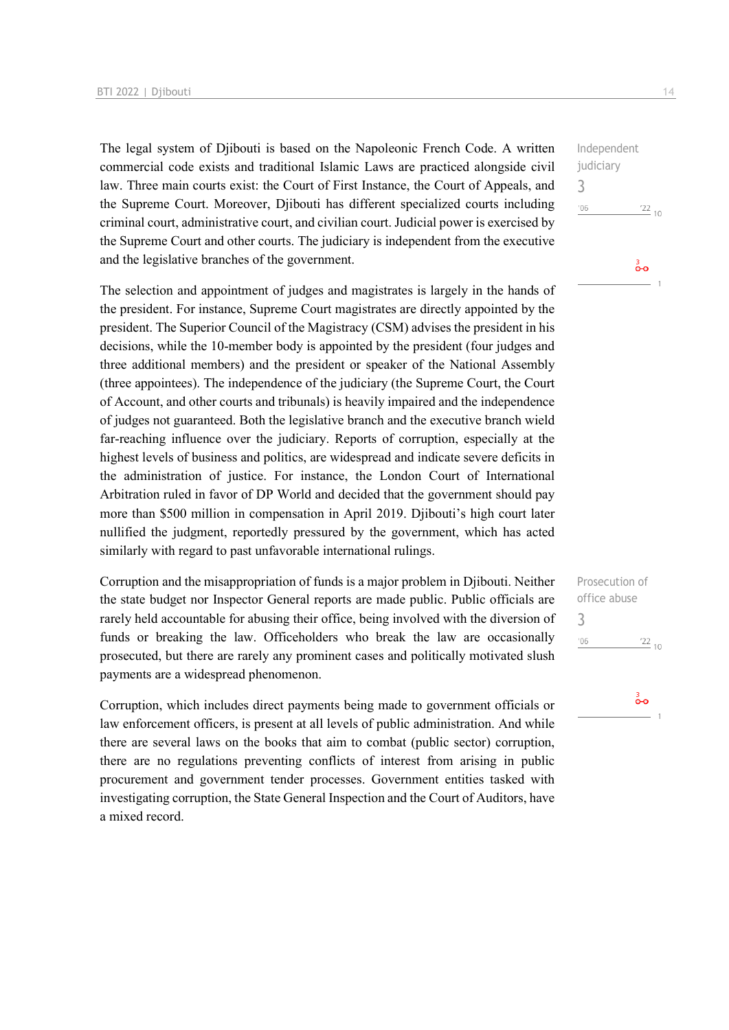The legal system of Djibouti is based on the Napoleonic French Code. A written commercial code exists and traditional Islamic Laws are practiced alongside civil law. Three main courts exist: the Court of First Instance, the Court of Appeals, and the Supreme Court. Moreover, Djibouti has different specialized courts including criminal court, administrative court, and civilian court. Judicial power is exercised by the Supreme Court and other courts. The judiciary is independent from the executive and the legislative branches of the government.

Independent judiciary
3

The selection and appointment of judges and magistrates is largely in the hands of the president. For instance, Supreme Court magistrates are directly appointed by the president. The Superior Council of the Magistracy (CSM) advises the president in his decisions, while the 10-member body is appointed by the president (four judges and three additional members) and the president or speaker of the National Assembly (three appointees). The independence of the judiciary (the Supreme Court, the Court of Account, and other courts and tribunals) is heavily impaired and the independence of judges not guaranteed. Both the legislative branch and the executive branch wield far-reaching influence over the judiciary. Reports of corruption, especially at the highest levels of business and politics, are widespread and indicate severe deficits in the administration of justice. For instance, the London Court of International Arbitration ruled in favor of DP World and decided that the government should pay more than $500 million in compensation in April 2019. Djibouti's high court later nullified the judgment, reportedly pressured by the government, which has acted similarly with regard to past unfavorable international rulings.

Corruption and the misappropriation of funds is a major problem in Djibouti. Neither the state budget nor Inspector General reports are made public. Public officials are rarely held accountable for abusing their office, being involved with the diversion of funds or breaking the law. Officeholders who break the law are occasionally prosecuted, but there are rarely any prominent cases and politically motivated slush payments are a widespread phenomenon.

Prosecution of office abuse
3

Corruption, which includes direct payments being made to government officials or law enforcement officers, is present at all levels of public administration. And while there are several laws on the books that aim to combat (public sector) corruption, there are no regulations preventing conflicts of interest from arising in public procurement and government tender processes. Government entities tasked with investigating corruption, the State General Inspection and the Court of Auditors, have a mixed record.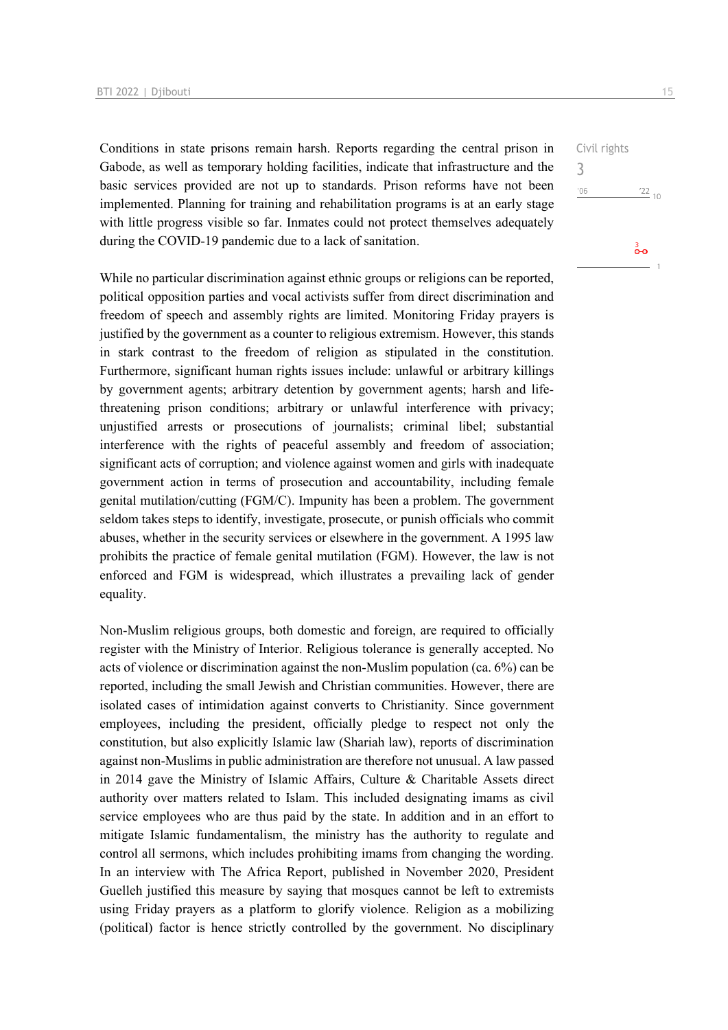Conditions in state prisons remain harsh. Reports regarding the central prison in Gabode, as well as temporary holding facilities, indicate that infrastructure and the basic services provided are not up to standards. Prison reforms have not been implemented. Planning for training and rehabilitation programs is at an early stage with little progress visible so far. Inmates could not protect themselves adequately during the COVID-19 pandemic due to a lack of sanitation.

Civil rights
3

While no particular discrimination against ethnic groups or religions can be reported, political opposition parties and vocal activists suffer from direct discrimination and freedom of speech and assembly rights are limited. Monitoring Friday prayers is justified by the government as a counter to religious extremism. However, this stands in stark contrast to the freedom of religion as stipulated in the constitution. Furthermore, significant human rights issues include: unlawful or arbitrary killings by government agents; arbitrary detention by government agents; harsh and life-threatening prison conditions; arbitrary or unlawful interference with privacy; unjustified arrests or prosecutions of journalists; criminal libel; substantial interference with the rights of peaceful assembly and freedom of association; significant acts of corruption; and violence against women and girls with inadequate government action in terms of prosecution and accountability, including female genital mutilation/cutting (FGM/C). Impunity has been a problem. The government seldom takes steps to identify, investigate, prosecute, or punish officials who commit abuses, whether in the security services or elsewhere in the government. A 1995 law prohibits the practice of female genital mutilation (FGM). However, the law is not enforced and FGM is widespread, which illustrates a prevailing lack of gender equality.

Non-Muslim religious groups, both domestic and foreign, are required to officially register with the Ministry of Interior. Religious tolerance is generally accepted. No acts of violence or discrimination against the non-Muslim population (ca. 6%) can be reported, including the small Jewish and Christian communities. However, there are isolated cases of intimidation against converts to Christianity. Since government employees, including the president, officially pledge to respect not only the constitution, but also explicitly Islamic law (Shariah law), reports of discrimination against non-Muslims in public administration are therefore not unusual. A law passed in 2014 gave the Ministry of Islamic Affairs, Culture & Charitable Assets direct authority over matters related to Islam. This included designating imams as civil service employees who are thus paid by the state. In addition and in an effort to mitigate Islamic fundamentalism, the ministry has the authority to regulate and control all sermons, which includes prohibiting imams from changing the wording. In an interview with The Africa Report, published in November 2020, President Guelleh justified this measure by saying that mosques cannot be left to extremists using Friday prayers as a platform to glorify violence. Religion as a mobilizing (political) factor is hence strictly controlled by the government. No disciplinary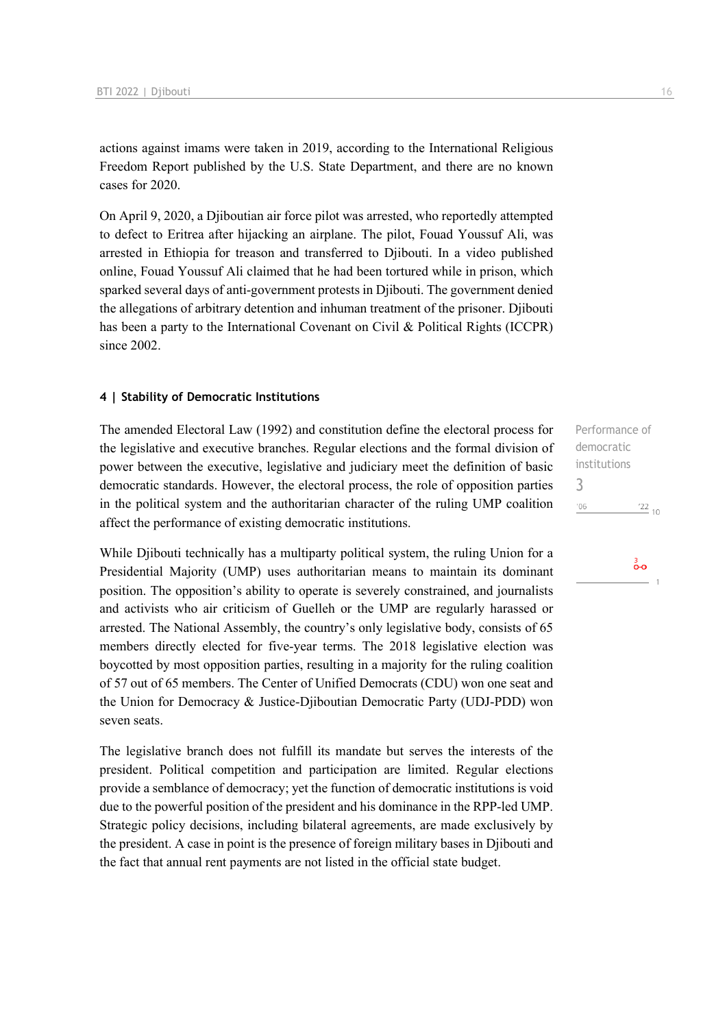actions against imams were taken in 2019, according to the International Religious Freedom Report published by the U.S. State Department, and there are no known cases for 2020.

On April 9, 2020, a Djiboutian air force pilot was arrested, who reportedly attempted to defect to Eritrea after hijacking an airplane. The pilot, Fouad Youssuf Ali, was arrested in Ethiopia for treason and transferred to Djibouti. In a video published online, Fouad Youssuf Ali claimed that he had been tortured while in prison, which sparked several days of anti-government protests in Djibouti. The government denied the allegations of arbitrary detention and inhuman treatment of the prisoner. Djibouti has been a party to the International Covenant on Civil & Political Rights (ICCPR) since 2002.

#### 4 | Stability of Democratic Institutions

Performance of democratic institutions

3

The amended Electoral Law (1992) and constitution define the electoral process for the legislative and executive branches. Regular elections and the formal division of power between the executive, legislative and judiciary meet the definition of basic democratic standards. However, the electoral process, the role of opposition parties in the political system and the authoritarian character of the ruling UMP coalition affect the performance of existing democratic institutions.

While Djibouti technically has a multiparty political system, the ruling Union for a Presidential Majority (UMP) uses authoritarian means to maintain its dominant position. The opposition's ability to operate is severely constrained, and journalists and activists who air criticism of Guelleh or the UMP are regularly harassed or arrested. The National Assembly, the country's only legislative body, consists of 65 members directly elected for five-year terms. The 2018 legislative election was boycotted by most opposition parties, resulting in a majority for the ruling coalition of 57 out of 65 members. The Center of Unified Democrats (CDU) won one seat and the Union for Democracy & Justice-Djiboutian Democratic Party (UDJ-PDD) won seven seats.

The legislative branch does not fulfill its mandate but serves the interests of the president. Political competition and participation are limited. Regular elections provide a semblance of democracy; yet the function of democratic institutions is void due to the powerful position of the president and his dominance in the RPP-led UMP. Strategic policy decisions, including bilateral agreements, are made exclusively by the president. A case in point is the presence of foreign military bases in Djibouti and the fact that annual rent payments are not listed in the official state budget.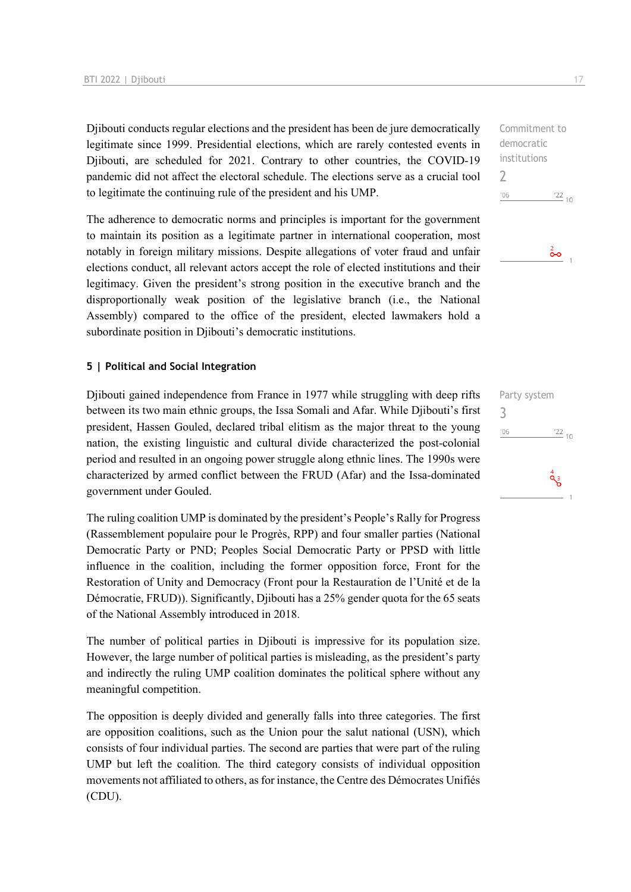Djibouti conducts regular elections and the president has been de jure democratically legitimate since 1999. Presidential elections, which are rarely contested events in Djibouti, are scheduled for 2021. Contrary to other countries, the COVID-19 pandemic did not affect the electoral schedule. The elections serve as a crucial tool to legitimate the continuing rule of the president and his UMP.

Commitment to democratic institutions
2

The adherence to democratic norms and principles is important for the government to maintain its position as a legitimate partner in international cooperation, most notably in foreign military missions. Despite allegations of voter fraud and unfair elections conduct, all relevant actors accept the role of elected institutions and their legitimacy. Given the president's strong position in the executive branch and the disproportionally weak position of the legislative branch (i.e., the National Assembly) compared to the office of the president, elected lawmakers hold a subordinate position in Djibouti's democratic institutions.

## 5 | Political and Social Integration

Party system
3

Djibouti gained independence from France in 1977 while struggling with deep rifts between its two main ethnic groups, the Issa Somali and Afar. While Djibouti's first president, Hassen Gouled, declared tribal elitism as the major threat to the young nation, the existing linguistic and cultural divide characterized the post-colonial period and resulted in an ongoing power struggle along ethnic lines. The 1990s were characterized by armed conflict between the FRUD (Afar) and the Issa-dominated government under Gouled.

The ruling coalition UMP is dominated by the president's People's Rally for Progress (Rassemblement populaire pour le Progrès, RPP) and four smaller parties (National Democratic Party or PND; Peoples Social Democratic Party or PPSD with little influence in the coalition, including the former opposition force, Front for the Restoration of Unity and Democracy (Front pour la Restauration de l'Unité et de la Démocratie, FRUD)). Significantly, Djibouti has a 25% gender quota for the 65 seats of the National Assembly introduced in 2018.

The number of political parties in Djibouti is impressive for its population size. However, the large number of political parties is misleading, as the president's party and indirectly the ruling UMP coalition dominates the political sphere without any meaningful competition.

The opposition is deeply divided and generally falls into three categories. The first are opposition coalitions, such as the Union pour the salut national (USN), which consists of four individual parties. The second are parties that were part of the ruling UMP but left the coalition. The third category consists of individual opposition movements not affiliated to others, as for instance, the Centre des Démocrates Unifiés (CDU).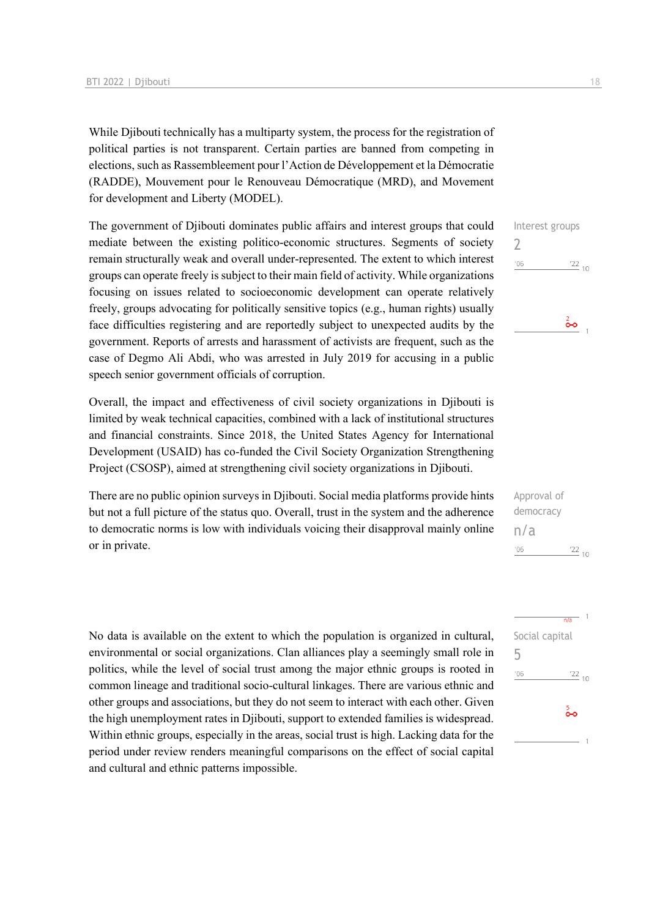While Djibouti technically has a multiparty system, the process for the registration of political parties is not transparent. Certain parties are banned from competing in elections, such as Rassembleement pour l'Action de Développement et la Démocratie (RADDE), Mouvement pour le Renouveau Démocratique (MRD), and Movement for development and Liberty (MODEL).

Interest groups
2

The government of Djibouti dominates public affairs and interest groups that could mediate between the existing politico-economic structures. Segments of society remain structurally weak and overall under-represented. The extent to which interest groups can operate freely is subject to their main field of activity. While organizations focusing on issues related to socioeconomic development can operate relatively freely, groups advocating for politically sensitive topics (e.g., human rights) usually face difficulties registering and are reportedly subject to unexpected audits by the government. Reports of arrests and harassment of activists are frequent, such as the case of Degmo Ali Abdi, who was arrested in July 2019 for accusing in a public speech senior government officials of corruption.

Overall, the impact and effectiveness of civil society organizations in Djibouti is limited by weak technical capacities, combined with a lack of institutional structures and financial constraints. Since 2018, the United States Agency for International Development (USAID) has co-funded the Civil Society Organization Strengthening Project (CSOSP), aimed at strengthening civil society organizations in Djibouti.

Approval of democracy
n/a

There are no public opinion surveys in Djibouti. Social media platforms provide hints but not a full picture of the status quo. Overall, trust in the system and the adherence to democratic norms is low with individuals voicing their disapproval mainly online or in private.

Social capital
5

No data is available on the extent to which the population is organized in cultural, environmental or social organizations. Clan alliances play a seemingly small role in politics, while the level of social trust among the major ethnic groups is rooted in common lineage and traditional socio-cultural linkages. There are various ethnic and other groups and associations, but they do not seem to interact with each other. Given the high unemployment rates in Djibouti, support to extended families is widespread. Within ethnic groups, especially in the areas, social trust is high. Lacking data for the period under review renders meaningful comparisons on the effect of social capital and cultural and ethnic patterns impossible.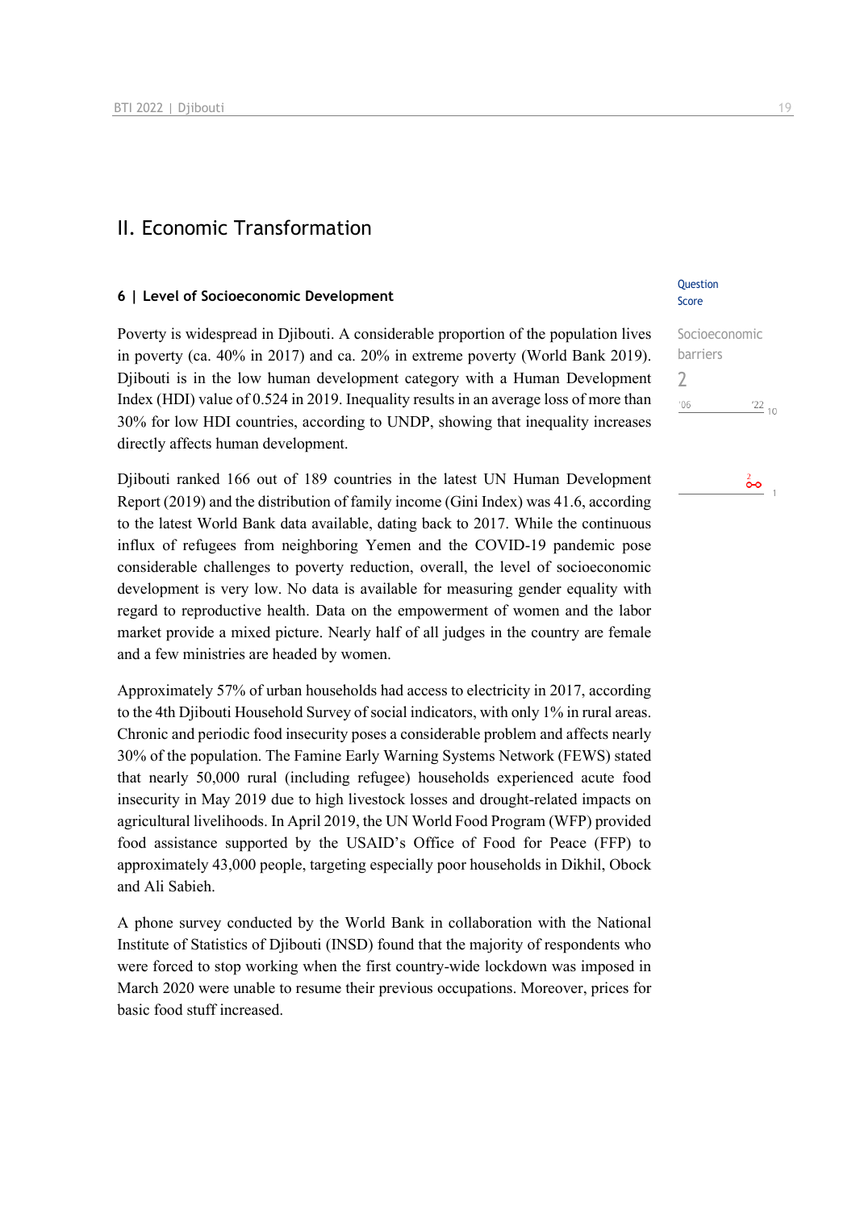# II. Economic Transformation

## 6 | Level of Socioeconomic Development

Question Score

Socioeconomic barriers

2

'06 '22 10

Poverty is widespread in Djibouti. A considerable proportion of the population lives in poverty (ca. 40% in 2017) and ca. 20% in extreme poverty (World Bank 2019). Djibouti is in the low human development category with a Human Development Index (HDI) value of 0.524 in 2019. Inequality results in an average loss of more than 30% for low HDI countries, according to UNDP, showing that inequality increases directly affects human development.

Djibouti ranked 166 out of 189 countries in the latest UN Human Development Report (2019) and the distribution of family income (Gini Index) was 41.6, according to the latest World Bank data available, dating back to 2017. While the continuous influx of refugees from neighboring Yemen and the COVID-19 pandemic pose considerable challenges to poverty reduction, overall, the level of socioeconomic development is very low. No data is available for measuring gender equality with regard to reproductive health. Data on the empowerment of women and the labor market provide a mixed picture. Nearly half of all judges in the country are female and a few ministries are headed by women.

Approximately 57% of urban households had access to electricity in 2017, according to the 4th Djibouti Household Survey of social indicators, with only 1% in rural areas. Chronic and periodic food insecurity poses a considerable problem and affects nearly 30% of the population. The Famine Early Warning Systems Network (FEWS) stated that nearly 50,000 rural (including refugee) households experienced acute food insecurity in May 2019 due to high livestock losses and drought-related impacts on agricultural livelihoods. In April 2019, the UN World Food Program (WFP) provided food assistance supported by the USAID's Office of Food for Peace (FFP) to approximately 43,000 people, targeting especially poor households in Dikhil, Obock and Ali Sabieh.

A phone survey conducted by the World Bank in collaboration with the National Institute of Statistics of Djibouti (INSD) found that the majority of respondents who were forced to stop working when the first country-wide lockdown was imposed in March 2020 were unable to resume their previous occupations. Moreover, prices for basic food stuff increased.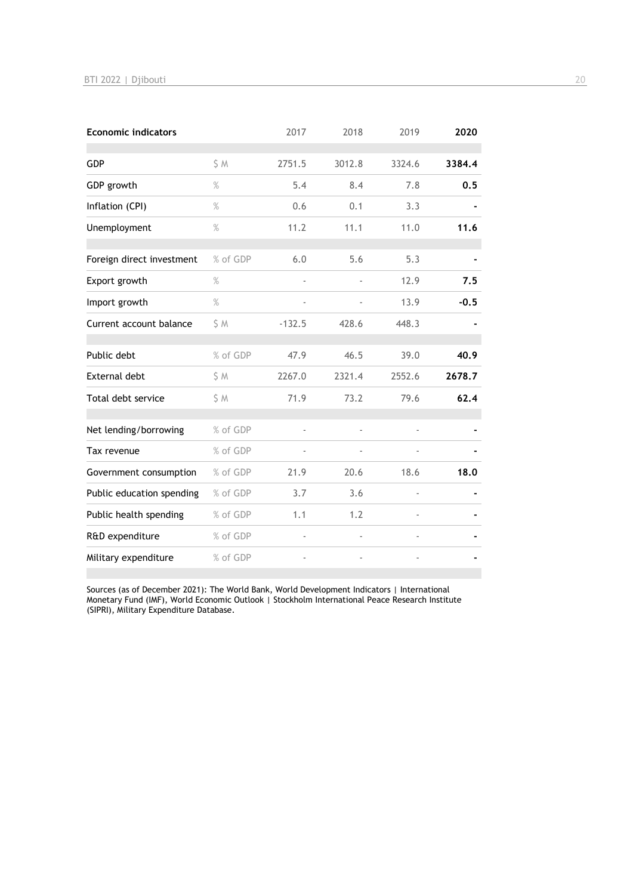| Economic indicators | | 2017 | 2018 | 2019 | **2020** |
|---|---|---|---|---|---|
| GDP | $ M | 2751.5 | 3012.8 | 3324.6 | **3384.4** |
| GDP growth | % | 5.4 | 8.4 | 7.8 | **0.5** |
| Inflation (CPI) | % | 0.6 | 0.1 | 3.3 | **-** |
| Unemployment | % | 11.2 | 11.1 | 11.0 | **11.6** |
| Foreign direct investment | % of GDP | 6.0 | 5.6 | 5.3 | **-** |
| Export growth | % | - | - | 12.9 | **7.5** |
| Import growth | % | - | - | 13.9 | **-0.5** |
| Current account balance | $ M | -132.5 | 428.6 | 448.3 | **-** |
| Public debt | % of GDP | 47.9 | 46.5 | 39.0 | **40.9** |
| External debt | $ M | 2267.0 | 2321.4 | 2552.6 | **2678.7** |
| Total debt service | $ M | 71.9 | 73.2 | 79.6 | **62.4** |
| Net lending/borrowing | % of GDP | - | - | - | **-** |
| Tax revenue | % of GDP | - | - | - | **-** |
| Government consumption | % of GDP | 21.9 | 20.6 | 18.6 | **18.0** |
| Public education spending | % of GDP | 3.7 | 3.6 | - | **-** |
| Public health spending | % of GDP | 1.1 | 1.2 | - | **-** |
| R&D expenditure | % of GDP | - | - | - | **-** |
| Military expenditure | % of GDP | - | - | - | **-** |

Sources (as of December 2021): The World Bank, World Development Indicators | International Monetary Fund (IMF), World Economic Outlook | Stockholm International Peace Research Institute (SIPRI), Military Expenditure Database.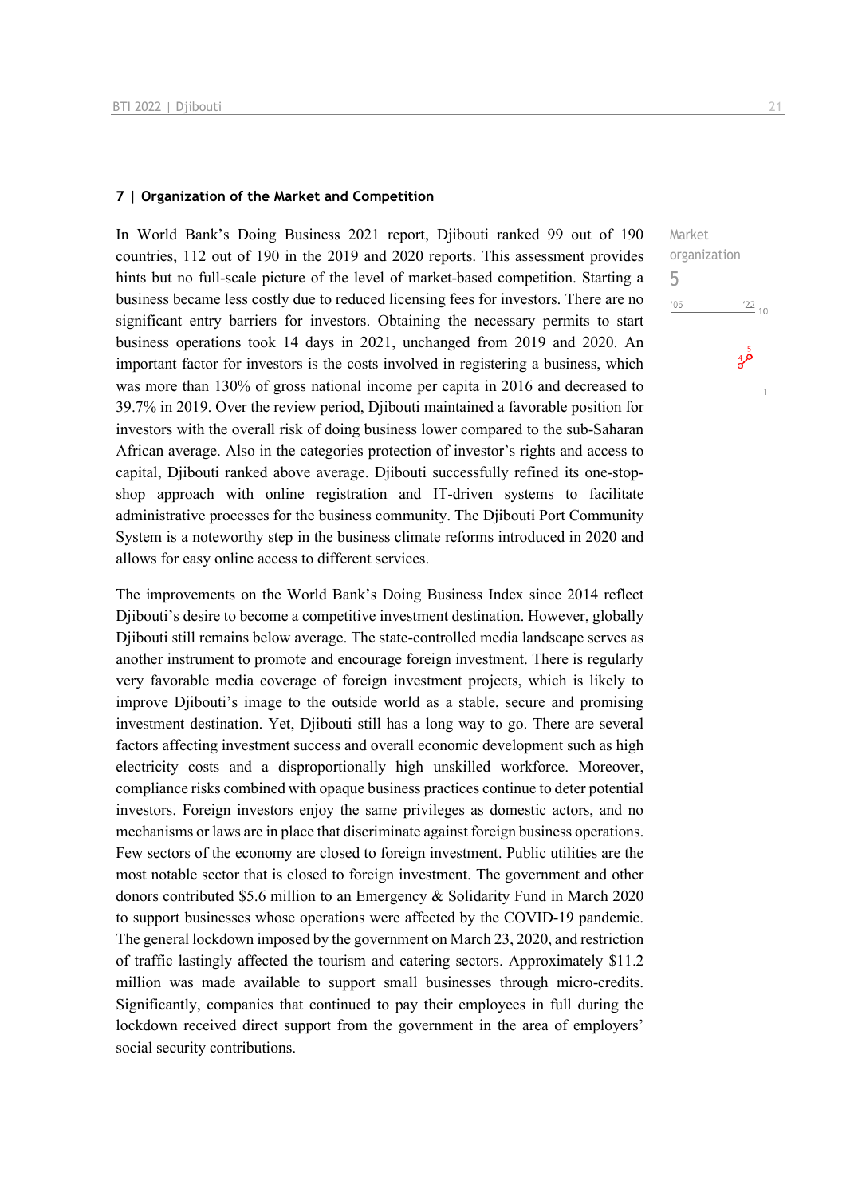### 7 | Organization of the Market and Competition

Market organization
5

In World Bank's Doing Business 2021 report, Djibouti ranked 99 out of 190 countries, 112 out of 190 in the 2019 and 2020 reports. This assessment provides hints but no full-scale picture of the level of market-based competition. Starting a business became less costly due to reduced licensing fees for investors. There are no significant entry barriers for investors. Obtaining the necessary permits to start business operations took 14 days in 2021, unchanged from 2019 and 2020. An important factor for investors is the costs involved in registering a business, which was more than 130% of gross national income per capita in 2016 and decreased to 39.7% in 2019. Over the review period, Djibouti maintained a favorable position for investors with the overall risk of doing business lower compared to the sub-Saharan African average. Also in the categories protection of investor's rights and access to capital, Djibouti ranked above average. Djibouti successfully refined its one-stop-shop approach with online registration and IT-driven systems to facilitate administrative processes for the business community. The Djibouti Port Community System is a noteworthy step in the business climate reforms introduced in 2020 and allows for easy online access to different services.

The improvements on the World Bank's Doing Business Index since 2014 reflect Djibouti's desire to become a competitive investment destination. However, globally Djibouti still remains below average. The state-controlled media landscape serves as another instrument to promote and encourage foreign investment. There is regularly very favorable media coverage of foreign investment projects, which is likely to improve Djibouti's image to the outside world as a stable, secure and promising investment destination. Yet, Djibouti still has a long way to go. There are several factors affecting investment success and overall economic development such as high electricity costs and a disproportionally high unskilled workforce. Moreover, compliance risks combined with opaque business practices continue to deter potential investors. Foreign investors enjoy the same privileges as domestic actors, and no mechanisms or laws are in place that discriminate against foreign business operations. Few sectors of the economy are closed to foreign investment. Public utilities are the most notable sector that is closed to foreign investment. The government and other donors contributed $5.6 million to an Emergency & Solidarity Fund in March 2020 to support businesses whose operations were affected by the COVID-19 pandemic. The general lockdown imposed by the government on March 23, 2020, and restriction of traffic lastingly affected the tourism and catering sectors. Approximately $11.2 million was made available to support small businesses through micro-credits. Significantly, companies that continued to pay their employees in full during the lockdown received direct support from the government in the area of employers' social security contributions.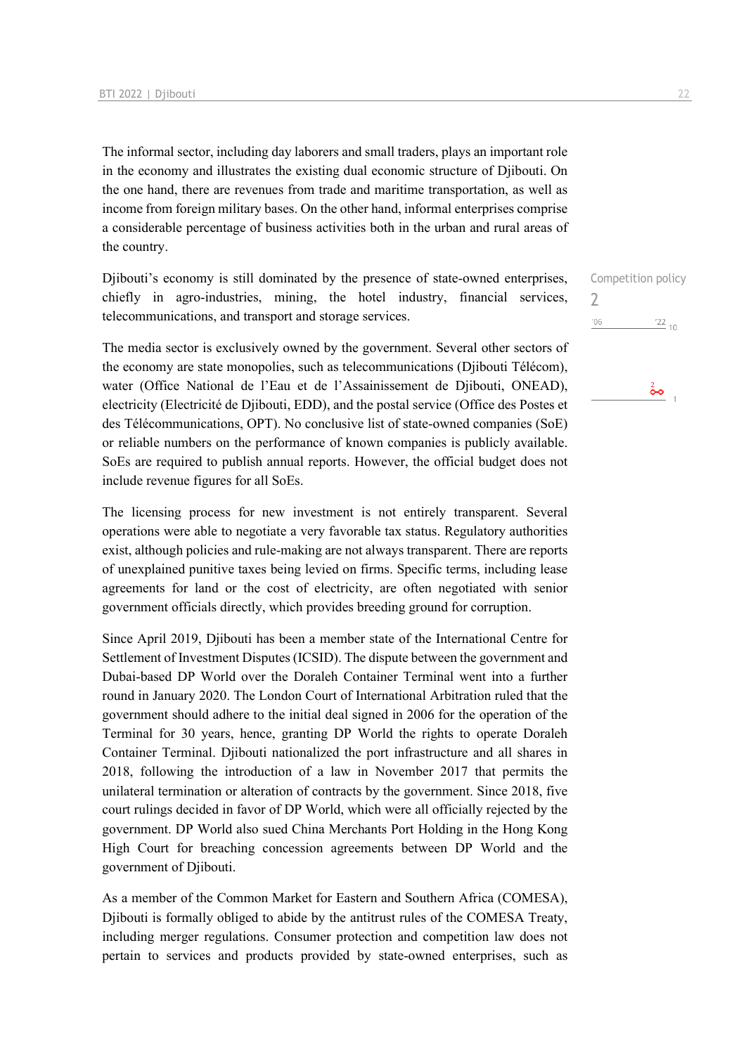The informal sector, including day laborers and small traders, plays an important role in the economy and illustrates the existing dual economic structure of Djibouti. On the one hand, there are revenues from trade and maritime transportation, as well as income from foreign military bases. On the other hand, informal enterprises comprise a considerable percentage of business activities both in the urban and rural areas of the country.

Djibouti's economy is still dominated by the presence of state-owned enterprises, chiefly in agro-industries, mining, the hotel industry, financial services, telecommunications, and transport and storage services.

Competition policy
2

The media sector is exclusively owned by the government. Several other sectors of the economy are state monopolies, such as telecommunications (Djibouti Télécom), water (Office National de l'Eau et de l'Assainissement de Djibouti, ONEAD), electricity (Electricité de Djibouti, EDD), and the postal service (Office des Postes et des Télécommunications, OPT). No conclusive list of state-owned companies (SoE) or reliable numbers on the performance of known companies is publicly available. SoEs are required to publish annual reports. However, the official budget does not include revenue figures for all SoEs.

The licensing process for new investment is not entirely transparent. Several operations were able to negotiate a very favorable tax status. Regulatory authorities exist, although policies and rule-making are not always transparent. There are reports of unexplained punitive taxes being levied on firms. Specific terms, including lease agreements for land or the cost of electricity, are often negotiated with senior government officials directly, which provides breeding ground for corruption.

Since April 2019, Djibouti has been a member state of the International Centre for Settlement of Investment Disputes (ICSID). The dispute between the government and Dubai-based DP World over the Doraleh Container Terminal went into a further round in January 2020. The London Court of International Arbitration ruled that the government should adhere to the initial deal signed in 2006 for the operation of the Terminal for 30 years, hence, granting DP World the rights to operate Doraleh Container Terminal. Djibouti nationalized the port infrastructure and all shares in 2018, following the introduction of a law in November 2017 that permits the unilateral termination or alteration of contracts by the government. Since 2018, five court rulings decided in favor of DP World, which were all officially rejected by the government. DP World also sued China Merchants Port Holding in the Hong Kong High Court for breaching concession agreements between DP World and the government of Djibouti.

As a member of the Common Market for Eastern and Southern Africa (COMESA), Djibouti is formally obliged to abide by the antitrust rules of the COMESA Treaty, including merger regulations. Consumer protection and competition law does not pertain to services and products provided by state-owned enterprises, such as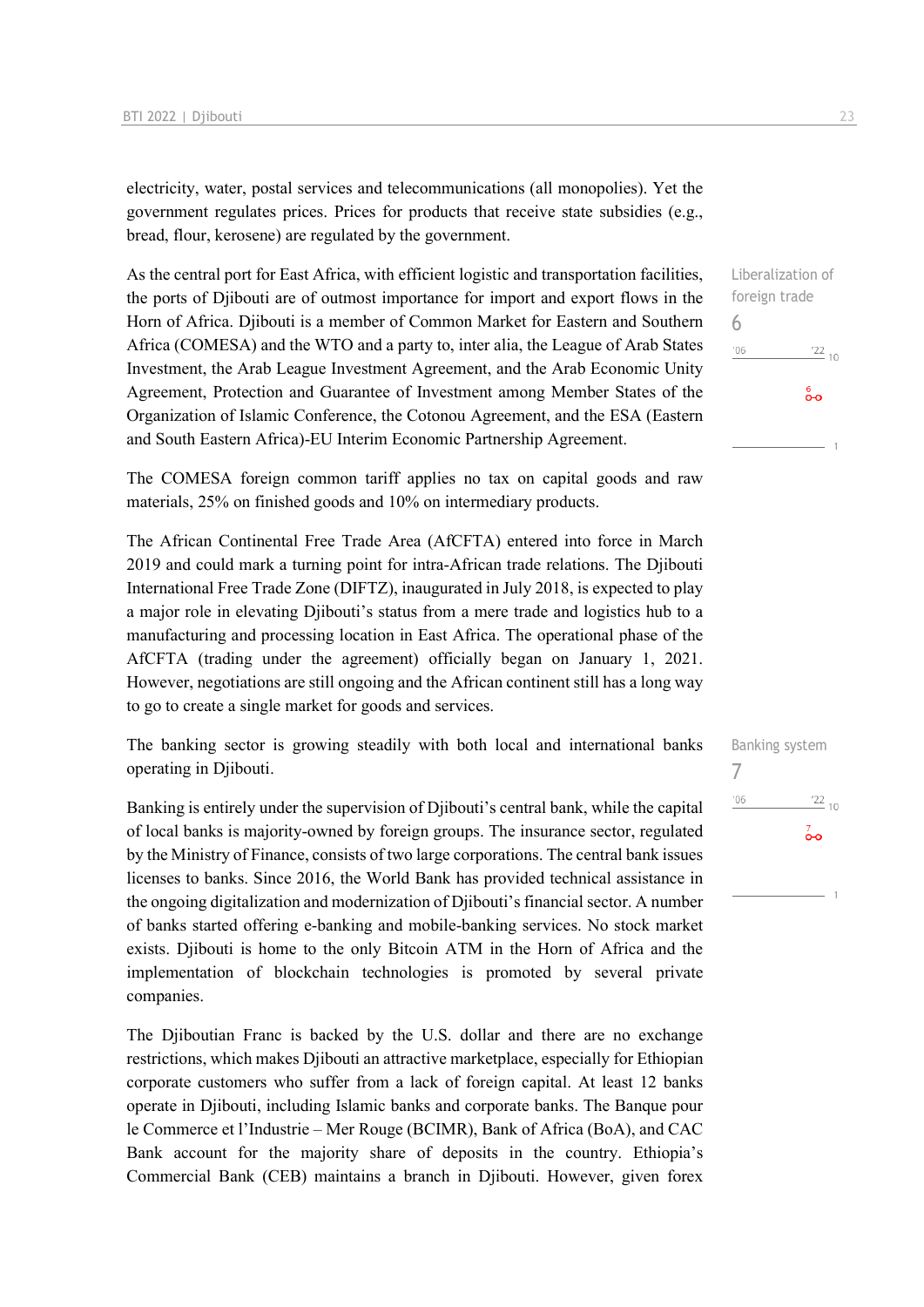electricity, water, postal services and telecommunications (all monopolies). Yet the government regulates prices. Prices for products that receive state subsidies (e.g., bread, flour, kerosene) are regulated by the government.

Liberalization of foreign trade

6

As the central port for East Africa, with efficient logistic and transportation facilities, the ports of Djibouti are of outmost importance for import and export flows in the Horn of Africa. Djibouti is a member of Common Market for Eastern and Southern Africa (COMESA) and the WTO and a party to, inter alia, the League of Arab States Investment, the Arab League Investment Agreement, and the Arab Economic Unity Agreement, Protection and Guarantee of Investment among Member States of the Organization of Islamic Conference, the Cotonou Agreement, and the ESA (Eastern and South Eastern Africa)-EU Interim Economic Partnership Agreement.

The COMESA foreign common tariff applies no tax on capital goods and raw materials, 25% on finished goods and 10% on intermediary products.

The African Continental Free Trade Area (AfCFTA) entered into force in March 2019 and could mark a turning point for intra-African trade relations. The Djibouti International Free Trade Zone (DIFTZ), inaugurated in July 2018, is expected to play a major role in elevating Djibouti's status from a mere trade and logistics hub to a manufacturing and processing location in East Africa. The operational phase of the AfCFTA (trading under the agreement) officially began on January 1, 2021. However, negotiations are still ongoing and the African continent still has a long way to go to create a single market for goods and services.

Banking system

7

The banking sector is growing steadily with both local and international banks operating in Djibouti.

Banking is entirely under the supervision of Djibouti's central bank, while the capital of local banks is majority-owned by foreign groups. The insurance sector, regulated by the Ministry of Finance, consists of two large corporations. The central bank issues licenses to banks. Since 2016, the World Bank has provided technical assistance in the ongoing digitalization and modernization of Djibouti's financial sector. A number of banks started offering e-banking and mobile-banking services. No stock market exists. Djibouti is home to the only Bitcoin ATM in the Horn of Africa and the implementation of blockchain technologies is promoted by several private companies.

The Djiboutian Franc is backed by the U.S. dollar and there are no exchange restrictions, which makes Djibouti an attractive marketplace, especially for Ethiopian corporate customers who suffer from a lack of foreign capital. At least 12 banks operate in Djibouti, including Islamic banks and corporate banks. The Banque pour le Commerce et l'Industrie – Mer Rouge (BCIMR), Bank of Africa (BoA), and CAC Bank account for the majority share of deposits in the country. Ethiopia's Commercial Bank (CEB) maintains a branch in Djibouti. However, given forex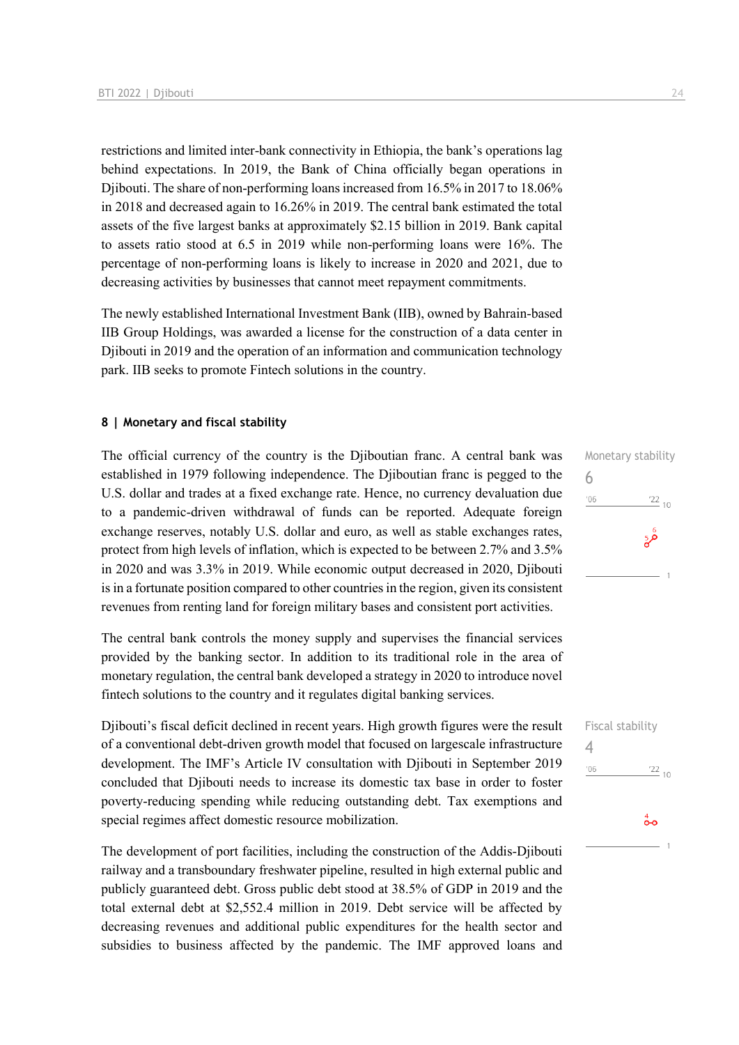restrictions and limited inter-bank connectivity in Ethiopia, the bank's operations lag behind expectations. In 2019, the Bank of China officially began operations in Djibouti. The share of non-performing loans increased from 16.5% in 2017 to 18.06% in 2018 and decreased again to 16.26% in 2019. The central bank estimated the total assets of the five largest banks at approximately $2.15 billion in 2019. Bank capital to assets ratio stood at 6.5 in 2019 while non-performing loans were 16%. The percentage of non-performing loans is likely to increase in 2020 and 2021, due to decreasing activities by businesses that cannot meet repayment commitments.

The newly established International Investment Bank (IIB), owned by Bahrain-based IIB Group Holdings, was awarded a license for the construction of a data center in Djibouti in 2019 and the operation of an information and communication technology park. IIB seeks to promote Fintech solutions in the country.

## 8 | Monetary and fiscal stability

Monetary stability
6

The official currency of the country is the Djiboutian franc. A central bank was established in 1979 following independence. The Djiboutian franc is pegged to the U.S. dollar and trades at a fixed exchange rate. Hence, no currency devaluation due to a pandemic-driven withdrawal of funds can be reported. Adequate foreign exchange reserves, notably U.S. dollar and euro, as well as stable exchanges rates, protect from high levels of inflation, which is expected to be between 2.7% and 3.5% in 2020 and was 3.3% in 2019. While economic output decreased in 2020, Djibouti is in a fortunate position compared to other countries in the region, given its consistent revenues from renting land for foreign military bases and consistent port activities.

The central bank controls the money supply and supervises the financial services provided by the banking sector. In addition to its traditional role in the area of monetary regulation, the central bank developed a strategy in 2020 to introduce novel fintech solutions to the country and it regulates digital banking services.

Fiscal stability
4

Djibouti's fiscal deficit declined in recent years. High growth figures were the result of a conventional debt-driven growth model that focused on largescale infrastructure development. The IMF's Article IV consultation with Djibouti in September 2019 concluded that Djibouti needs to increase its domestic tax base in order to foster poverty-reducing spending while reducing outstanding debt. Tax exemptions and special regimes affect domestic resource mobilization.

The development of port facilities, including the construction of the Addis-Djibouti railway and a transboundary freshwater pipeline, resulted in high external public and publicly guaranteed debt. Gross public debt stood at 38.5% of GDP in 2019 and the total external debt at $2,552.4 million in 2019. Debt service will be affected by decreasing revenues and additional public expenditures for the health sector and subsidies to business affected by the pandemic. The IMF approved loans and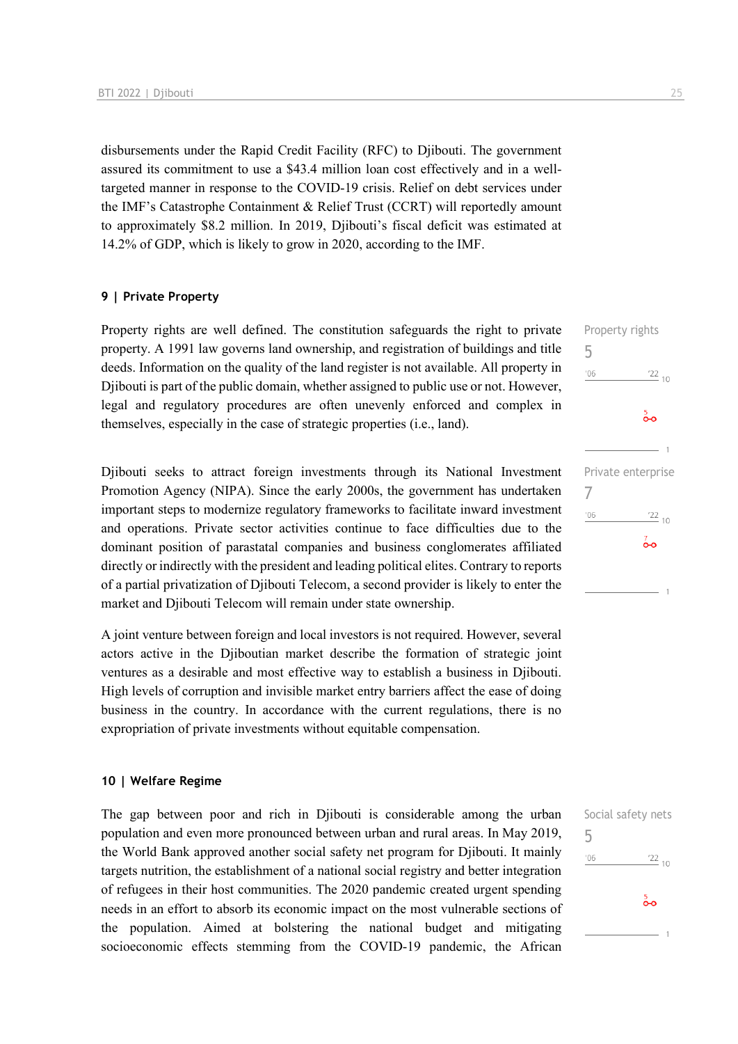disbursements under the Rapid Credit Facility (RFC) to Djibouti. The government assured its commitment to use a $43.4 million loan cost effectively and in a well-targeted manner in response to the COVID-19 crisis. Relief on debt services under the IMF's Catastrophe Containment & Relief Trust (CCRT) will reportedly amount to approximately $8.2 million. In 2019, Djibouti's fiscal deficit was estimated at 14.2% of GDP, which is likely to grow in 2020, according to the IMF.

## 9 | Private Property

Property rights
5

Property rights are well defined. The constitution safeguards the right to private property. A 1991 law governs land ownership, and registration of buildings and title deeds. Information on the quality of the land register is not available. All property in Djibouti is part of the public domain, whether assigned to public use or not. However, legal and regulatory procedures are often unevenly enforced and complex in themselves, especially in the case of strategic properties (i.e., land).

Private enterprise
7

Djibouti seeks to attract foreign investments through its National Investment Promotion Agency (NIPA). Since the early 2000s, the government has undertaken important steps to modernize regulatory frameworks to facilitate inward investment and operations. Private sector activities continue to face difficulties due to the dominant position of parastatal companies and business conglomerates affiliated directly or indirectly with the president and leading political elites. Contrary to reports of a partial privatization of Djibouti Telecom, a second provider is likely to enter the market and Djibouti Telecom will remain under state ownership.

A joint venture between foreign and local investors is not required. However, several actors active in the Djiboutian market describe the formation of strategic joint ventures as a desirable and most effective way to establish a business in Djibouti. High levels of corruption and invisible market entry barriers affect the ease of doing business in the country. In accordance with the current regulations, there is no expropriation of private investments without equitable compensation.

## 10 | Welfare Regime

Social safety nets
5

The gap between poor and rich in Djibouti is considerable among the urban population and even more pronounced between urban and rural areas. In May 2019, the World Bank approved another social safety net program for Djibouti. It mainly targets nutrition, the establishment of a national social registry and better integration of refugees in their host communities. The 2020 pandemic created urgent spending needs in an effort to absorb its economic impact on the most vulnerable sections of the population. Aimed at bolstering the national budget and mitigating socioeconomic effects stemming from the COVID-19 pandemic, the African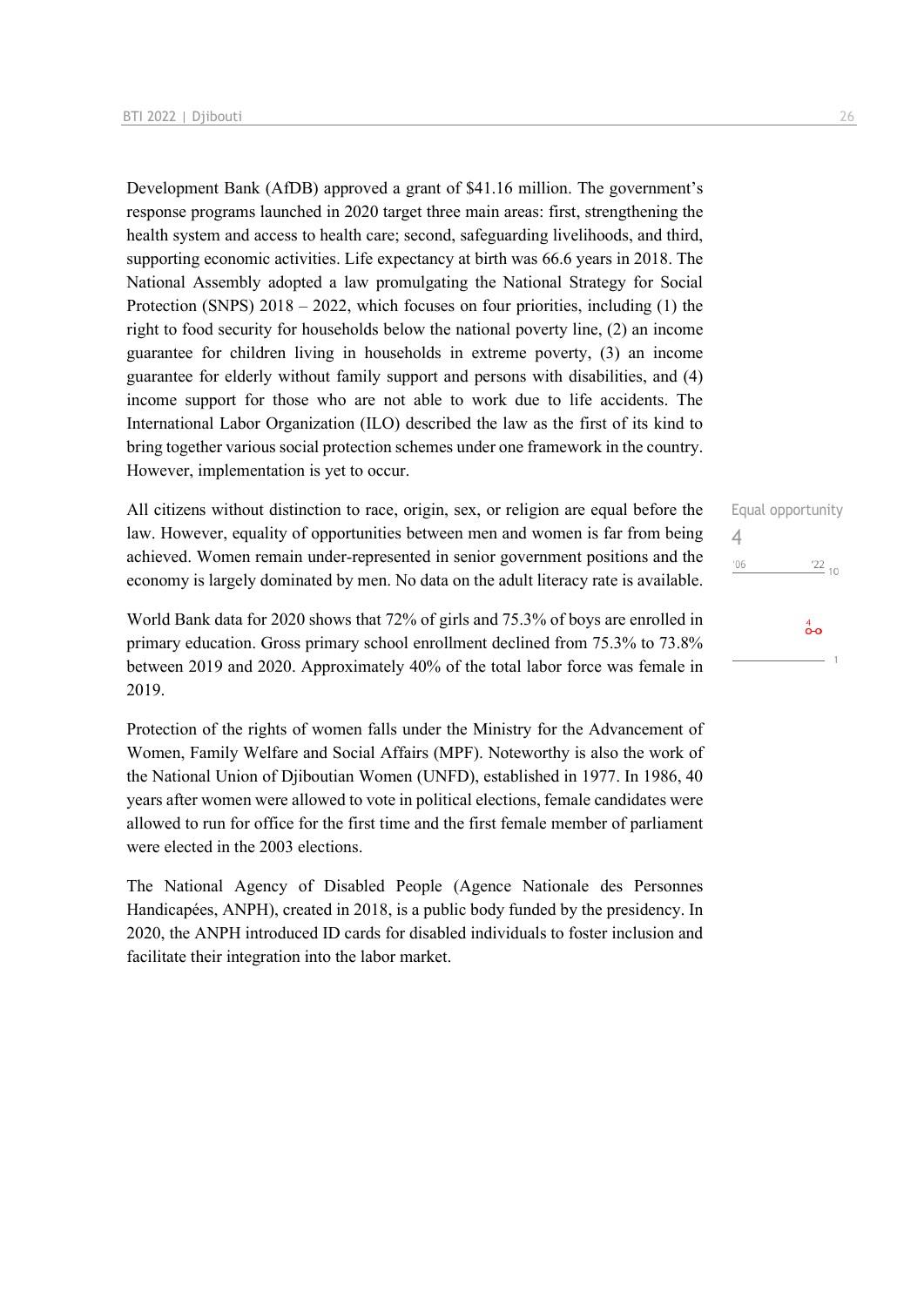Development Bank (AfDB) approved a grant of $41.16 million. The government's response programs launched in 2020 target three main areas: first, strengthening the health system and access to health care; second, safeguarding livelihoods, and third, supporting economic activities. Life expectancy at birth was 66.6 years in 2018. The National Assembly adopted a law promulgating the National Strategy for Social Protection (SNPS) 2018 – 2022, which focuses on four priorities, including (1) the right to food security for households below the national poverty line, (2) an income guarantee for children living in households in extreme poverty, (3) an income guarantee for elderly without family support and persons with disabilities, and (4) income support for those who are not able to work due to life accidents. The International Labor Organization (ILO) described the law as the first of its kind to bring together various social protection schemes under one framework in the country. However, implementation is yet to occur.

Equal opportunity
4

All citizens without distinction to race, origin, sex, or religion are equal before the law. However, equality of opportunities between men and women is far from being achieved. Women remain under-represented in senior government positions and the economy is largely dominated by men. No data on the adult literacy rate is available.

World Bank data for 2020 shows that 72% of girls and 75.3% of boys are enrolled in primary education. Gross primary school enrollment declined from 75.3% to 73.8% between 2019 and 2020. Approximately 40% of the total labor force was female in 2019.

Protection of the rights of women falls under the Ministry for the Advancement of Women, Family Welfare and Social Affairs (MPF). Noteworthy is also the work of the National Union of Djiboutian Women (UNFD), established in 1977. In 1986, 40 years after women were allowed to vote in political elections, female candidates were allowed to run for office for the first time and the first female member of parliament were elected in the 2003 elections.

The National Agency of Disabled People (Agence Nationale des Personnes Handicapées, ANPH), created in 2018, is a public body funded by the presidency. In 2020, the ANPH introduced ID cards for disabled individuals to foster inclusion and facilitate their integration into the labor market.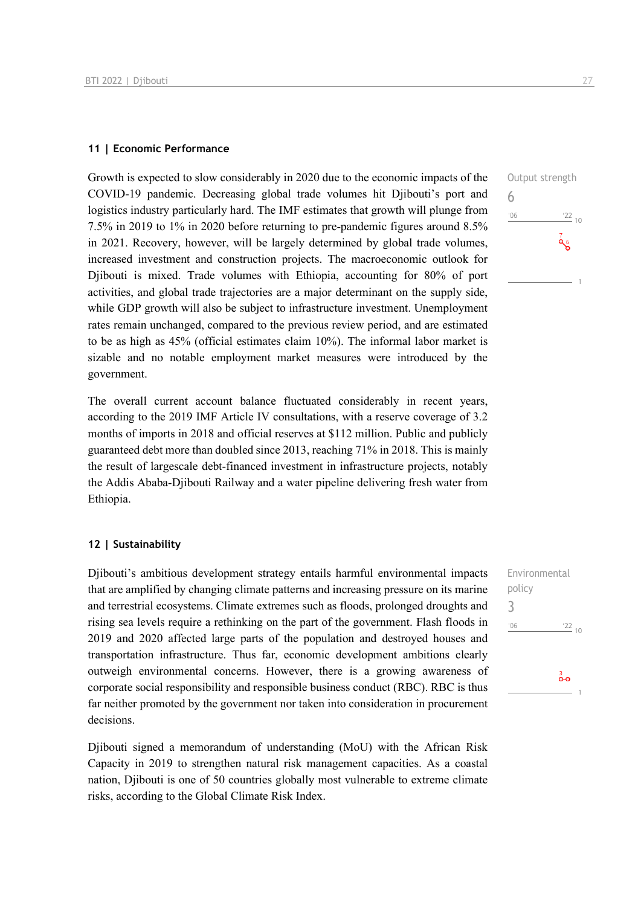## 11 | Economic Performance

Output strength
6

Growth is expected to slow considerably in 2020 due to the economic impacts of the COVID-19 pandemic. Decreasing global trade volumes hit Djibouti's port and logistics industry particularly hard. The IMF estimates that growth will plunge from 7.5% in 2019 to 1% in 2020 before returning to pre-pandemic figures around 8.5% in 2021. Recovery, however, will be largely determined by global trade volumes, increased investment and construction projects. The macroeconomic outlook for Djibouti is mixed. Trade volumes with Ethiopia, accounting for 80% of port activities, and global trade trajectories are a major determinant on the supply side, while GDP growth will also be subject to infrastructure investment. Unemployment rates remain unchanged, compared to the previous review period, and are estimated to be as high as 45% (official estimates claim 10%). The informal labor market is sizable and no notable employment market measures were introduced by the government.

The overall current account balance fluctuated considerably in recent years, according to the 2019 IMF Article IV consultations, with a reserve coverage of 3.2 months of imports in 2018 and official reserves at $112 million. Public and publicly guaranteed debt more than doubled since 2013, reaching 71% in 2018. This is mainly the result of largescale debt-financed investment in infrastructure projects, notably the Addis Ababa-Djibouti Railway and a water pipeline delivering fresh water from Ethiopia.

## 12 | Sustainability

Environmental policy
3

Djibouti's ambitious development strategy entails harmful environmental impacts that are amplified by changing climate patterns and increasing pressure on its marine and terrestrial ecosystems. Climate extremes such as floods, prolonged droughts and rising sea levels require a rethinking on the part of the government. Flash floods in 2019 and 2020 affected large parts of the population and destroyed houses and transportation infrastructure. Thus far, economic development ambitions clearly outweigh environmental concerns. However, there is a growing awareness of corporate social responsibility and responsible business conduct (RBC). RBC is thus far neither promoted by the government nor taken into consideration in procurement decisions.

Djibouti signed a memorandum of understanding (MoU) with the African Risk Capacity in 2019 to strengthen natural risk management capacities. As a coastal nation, Djibouti is one of 50 countries globally most vulnerable to extreme climate risks, according to the Global Climate Risk Index.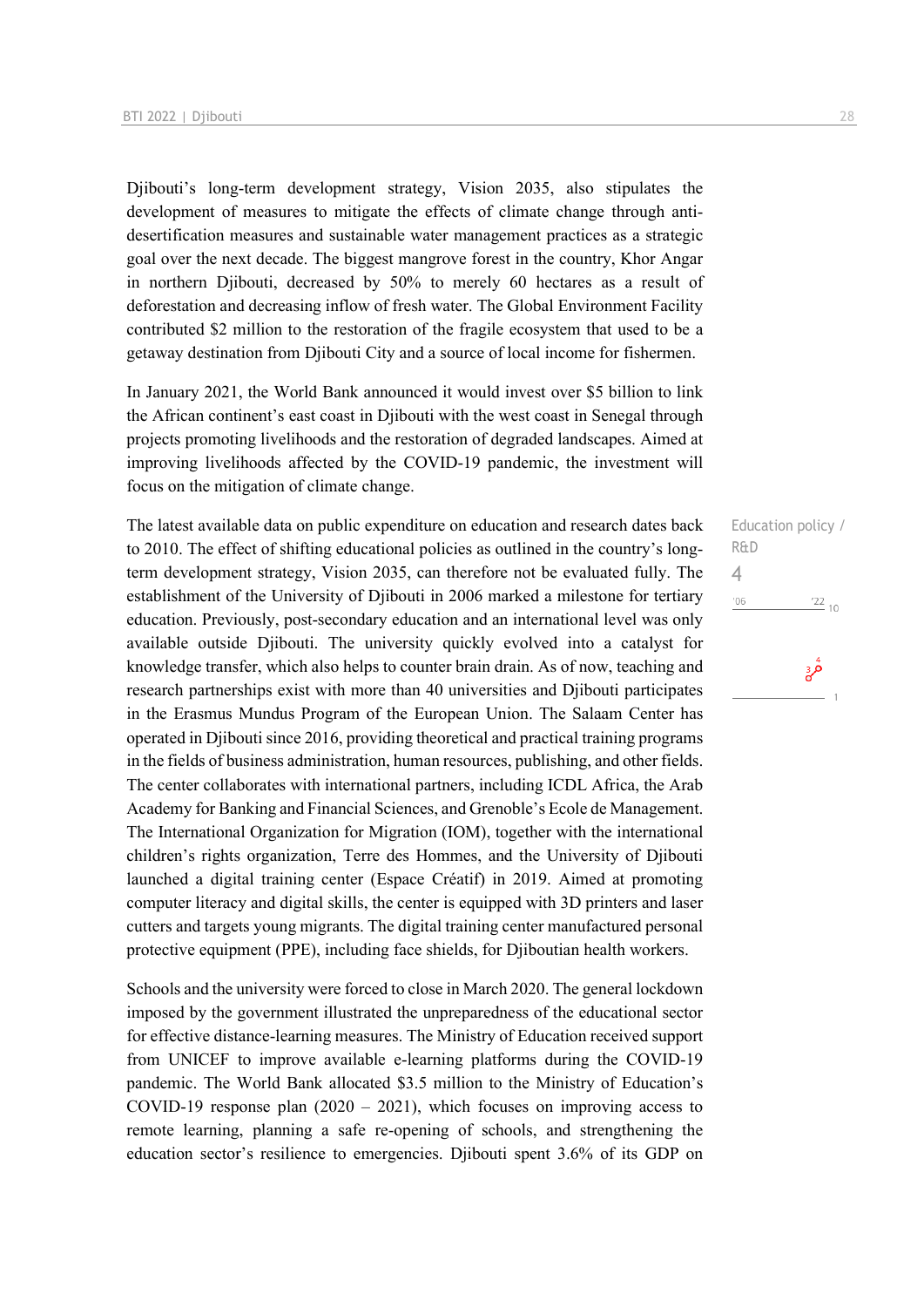Djibouti's long-term development strategy, Vision 2035, also stipulates the development of measures to mitigate the effects of climate change through anti-desertification measures and sustainable water management practices as a strategic goal over the next decade. The biggest mangrove forest in the country, Khor Angar in northern Djibouti, decreased by 50% to merely 60 hectares as a result of deforestation and decreasing inflow of fresh water. The Global Environment Facility contributed $2 million to the restoration of the fragile ecosystem that used to be a getaway destination from Djibouti City and a source of local income for fishermen.

In January 2021, the World Bank announced it would invest over $5 billion to link the African continent's east coast in Djibouti with the west coast in Senegal through projects promoting livelihoods and the restoration of degraded landscapes. Aimed at improving livelihoods affected by the COVID-19 pandemic, the investment will focus on the mitigation of climate change.

Education policy / R&D

4

The latest available data on public expenditure on education and research dates back to 2010. The effect of shifting educational policies as outlined in the country's long-term development strategy, Vision 2035, can therefore not be evaluated fully. The establishment of the University of Djibouti in 2006 marked a milestone for tertiary education. Previously, post-secondary education and an international level was only available outside Djibouti. The university quickly evolved into a catalyst for knowledge transfer, which also helps to counter brain drain. As of now, teaching and research partnerships exist with more than 40 universities and Djibouti participates in the Erasmus Mundus Program of the European Union. The Salaam Center has operated in Djibouti since 2016, providing theoretical and practical training programs in the fields of business administration, human resources, publishing, and other fields. The center collaborates with international partners, including ICDL Africa, the Arab Academy for Banking and Financial Sciences, and Grenoble's Ecole de Management. The International Organization for Migration (IOM), together with the international children's rights organization, Terre des Hommes, and the University of Djibouti launched a digital training center (Espace Créatif) in 2019. Aimed at promoting computer literacy and digital skills, the center is equipped with 3D printers and laser cutters and targets young migrants. The digital training center manufactured personal protective equipment (PPE), including face shields, for Djiboutian health workers.

Schools and the university were forced to close in March 2020. The general lockdown imposed by the government illustrated the unpreparedness of the educational sector for effective distance-learning measures. The Ministry of Education received support from UNICEF to improve available e-learning platforms during the COVID-19 pandemic. The World Bank allocated $3.5 million to the Ministry of Education's COVID-19 response plan (2020 – 2021), which focuses on improving access to remote learning, planning a safe re-opening of schools, and strengthening the education sector's resilience to emergencies. Djibouti spent 3.6% of its GDP on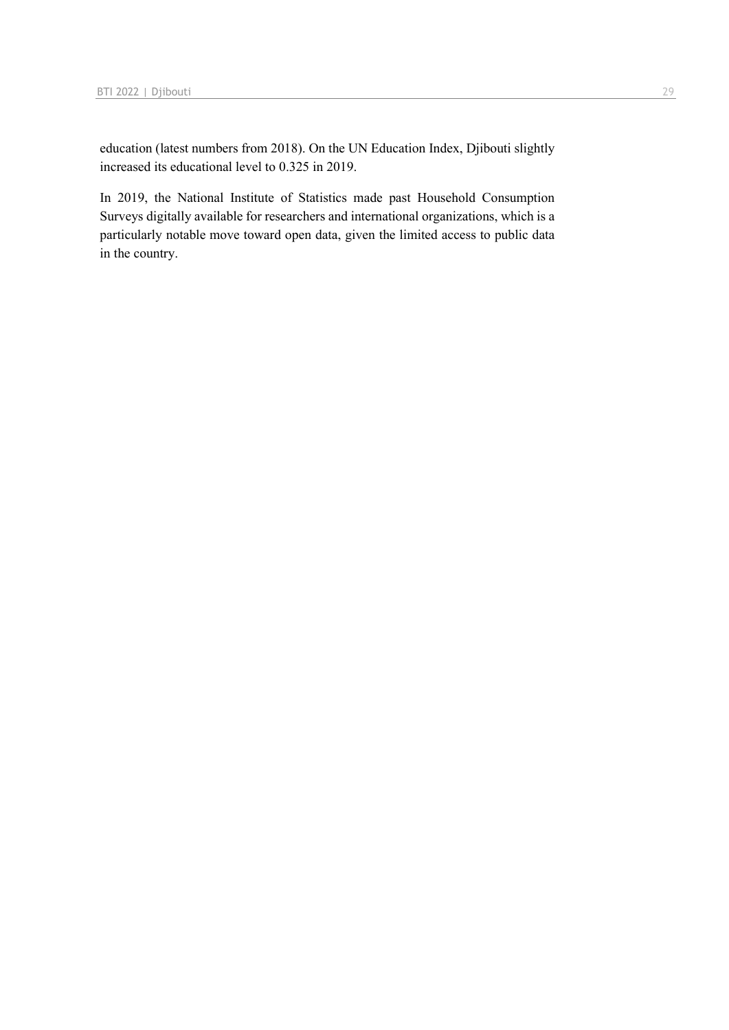education (latest numbers from 2018). On the UN Education Index, Djibouti slightly increased its educational level to 0.325 in 2019.

In 2019, the National Institute of Statistics made past Household Consumption Surveys digitally available for researchers and international organizations, which is a particularly notable move toward open data, given the limited access to public data in the country.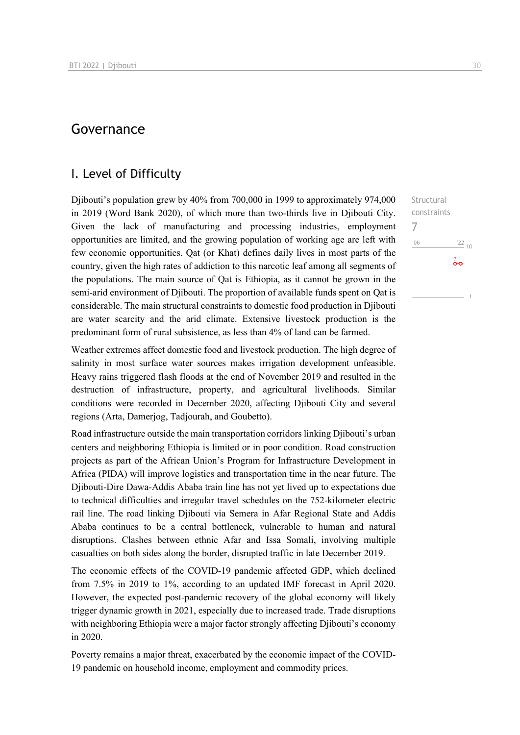# Governance

## I. Level of Difficulty

Djibouti's population grew by 40% from 700,000 in 1999 to approximately 974,000 in 2019 (Word Bank 2020), of which more than two-thirds live in Djibouti City. Given the lack of manufacturing and processing industries, employment opportunities are limited, and the growing population of working age are left with few economic opportunities. Qat (or Khat) defines daily lives in most parts of the country, given the high rates of addiction to this narcotic leaf among all segments of the populations. The main source of Qat is Ethiopia, as it cannot be grown in the semi-arid environment of Djibouti. The proportion of available funds spent on Qat is considerable. The main structural constraints to domestic food production in Djibouti are water scarcity and the arid climate. Extensive livestock production is the predominant form of rural subsistence, as less than 4% of land can be farmed.

Structural constraints
7

Weather extremes affect domestic food and livestock production. The high degree of salinity in most surface water sources makes irrigation development unfeasible. Heavy rains triggered flash floods at the end of November 2019 and resulted in the destruction of infrastructure, property, and agricultural livelihoods. Similar conditions were recorded in December 2020, affecting Djibouti City and several regions (Arta, Damerjog, Tadjourah, and Goubetto).

Road infrastructure outside the main transportation corridors linking Djibouti's urban centers and neighboring Ethiopia is limited or in poor condition. Road construction projects as part of the African Union's Program for Infrastructure Development in Africa (PIDA) will improve logistics and transportation time in the near future. The Djibouti-Dire Dawa-Addis Ababa train line has not yet lived up to expectations due to technical difficulties and irregular travel schedules on the 752-kilometer electric rail line. The road linking Djibouti via Semera in Afar Regional State and Addis Ababa continues to be a central bottleneck, vulnerable to human and natural disruptions. Clashes between ethnic Afar and Issa Somali, involving multiple casualties on both sides along the border, disrupted traffic in late December 2019.

The economic effects of the COVID-19 pandemic affected GDP, which declined from 7.5% in 2019 to 1%, according to an updated IMF forecast in April 2020. However, the expected post-pandemic recovery of the global economy will likely trigger dynamic growth in 2021, especially due to increased trade. Trade disruptions with neighboring Ethiopia were a major factor strongly affecting Djibouti's economy in 2020.

Poverty remains a major threat, exacerbated by the economic impact of the COVID-19 pandemic on household income, employment and commodity prices.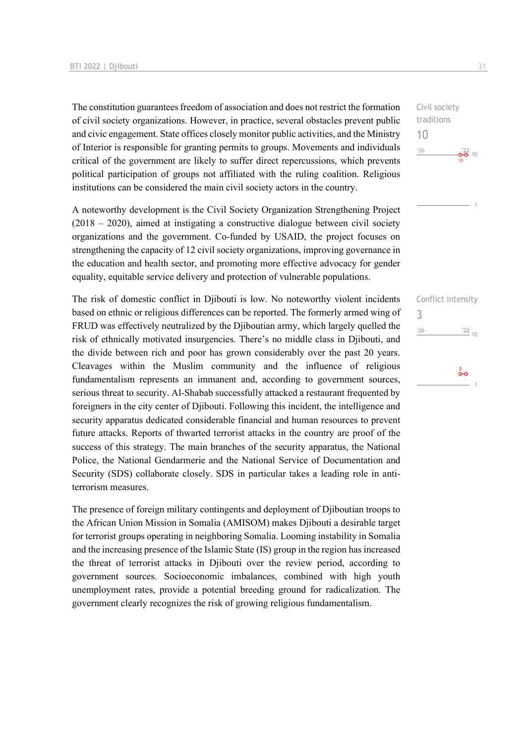Civil society traditions
10

The constitution guarantees freedom of association and does not restrict the formation of civil society organizations. However, in practice, several obstacles prevent public and civic engagement. State offices closely monitor public activities, and the Ministry of Interior is responsible for granting permits to groups. Movements and individuals critical of the government are likely to suffer direct repercussions, which prevents political participation of groups not affiliated with the ruling coalition. Religious institutions can be considered the main civil society actors in the country.

A noteworthy development is the Civil Society Organization Strengthening Project (2018 – 2020), aimed at instigating a constructive dialogue between civil society organizations and the government. Co-funded by USAID, the project focuses on strengthening the capacity of 12 civil society organizations, improving governance in the education and health sector, and promoting more effective advocacy for gender equality, equitable service delivery and protection of vulnerable populations.

Conflict intensity
3

The risk of domestic conflict in Djibouti is low. No noteworthy violent incidents based on ethnic or religious differences can be reported. The formerly armed wing of FRUD was effectively neutralized by the Djiboutian army, which largely quelled the risk of ethnically motivated insurgencies. There's no middle class in Djibouti, and the divide between rich and poor has grown considerably over the past 20 years. Cleavages within the Muslim community and the influence of religious fundamentalism represents an immanent and, according to government sources, serious threat to security. Al-Shabab successfully attacked a restaurant frequented by foreigners in the city center of Djibouti. Following this incident, the intelligence and security apparatus dedicated considerable financial and human resources to prevent future attacks. Reports of thwarted terrorist attacks in the country are proof of the success of this strategy. The main branches of the security apparatus, the National Police, the National Gendarmerie and the National Service of Documentation and Security (SDS) collaborate closely. SDS in particular takes a leading role in anti-terrorism measures.

The presence of foreign military contingents and deployment of Djiboutian troops to the African Union Mission in Somalia (AMISOM) makes Djibouti a desirable target for terrorist groups operating in neighboring Somalia. Looming instability in Somalia and the increasing presence of the Islamic State (IS) group in the region has increased the threat of terrorist attacks in Djibouti over the review period, according to government sources. Socioeconomic imbalances, combined with high youth unemployment rates, provide a potential breeding ground for radicalization. The government clearly recognizes the risk of growing religious fundamentalism.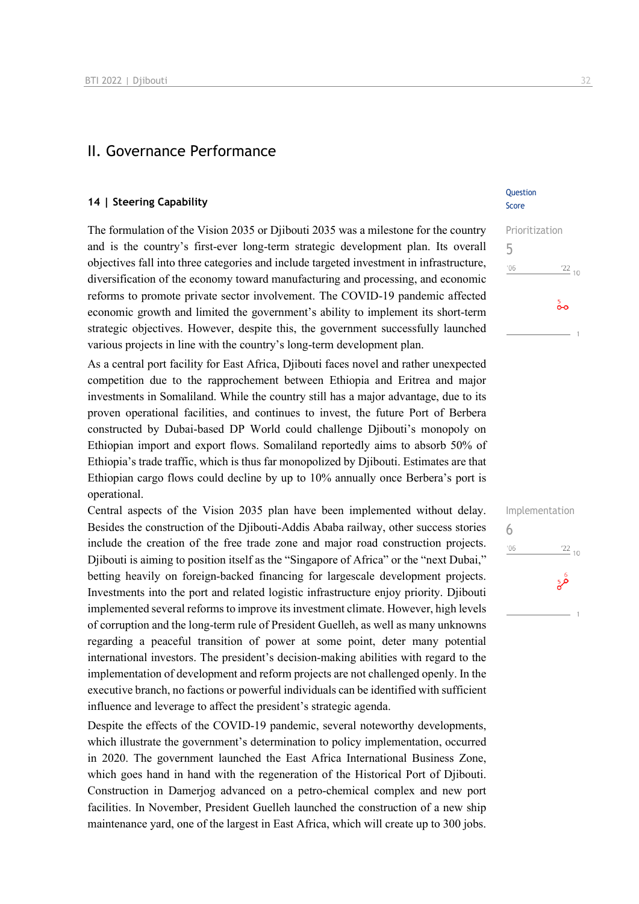## II. Governance Performance

### 14 | Steering Capability

Question Score

The formulation of the Vision 2035 or Djibouti 2035 was a milestone for the country and is the country's first-ever long-term strategic development plan. Its overall objectives fall into three categories and include targeted investment in infrastructure, diversification of the economy toward manufacturing and processing, and economic reforms to promote private sector involvement. The COVID-19 pandemic affected economic growth and limited the government's ability to implement its short-term strategic objectives. However, despite this, the government successfully launched various projects in line with the country's long-term development plan.

Prioritization
5

As a central port facility for East Africa, Djibouti faces novel and rather unexpected competition due to the rapprochement between Ethiopia and Eritrea and major investments in Somaliland. While the country still has a major advantage, due to its proven operational facilities, and continues to invest, the future Port of Berbera constructed by Dubai-based DP World could challenge Djibouti's monopoly on Ethiopian import and export flows. Somaliland reportedly aims to absorb 50% of Ethiopia's trade traffic, which is thus far monopolized by Djibouti. Estimates are that Ethiopian cargo flows could decline by up to 10% annually once Berbera's port is operational.

Central aspects of the Vision 2035 plan have been implemented without delay. Besides the construction of the Djibouti-Addis Ababa railway, other success stories include the creation of the free trade zone and major road construction projects. Djibouti is aiming to position itself as the "Singapore of Africa" or the "next Dubai," betting heavily on foreign-backed financing for largescale development projects. Investments into the port and related logistic infrastructure enjoy priority. Djibouti implemented several reforms to improve its investment climate. However, high levels of corruption and the long-term rule of President Guelleh, as well as many unknowns regarding a peaceful transition of power at some point, deter many potential international investors. The president's decision-making abilities with regard to the implementation of development and reform projects are not challenged openly. In the executive branch, no factions or powerful individuals can be identified with sufficient influence and leverage to affect the president's strategic agenda.

Implementation
6

Despite the effects of the COVID-19 pandemic, several noteworthy developments, which illustrate the government's determination to policy implementation, occurred in 2020. The government launched the East Africa International Business Zone, which goes hand in hand with the regeneration of the Historical Port of Djibouti. Construction in Damerjog advanced on a petro-chemical complex and new port facilities. In November, President Guelleh launched the construction of a new ship maintenance yard, one of the largest in East Africa, which will create up to 300 jobs.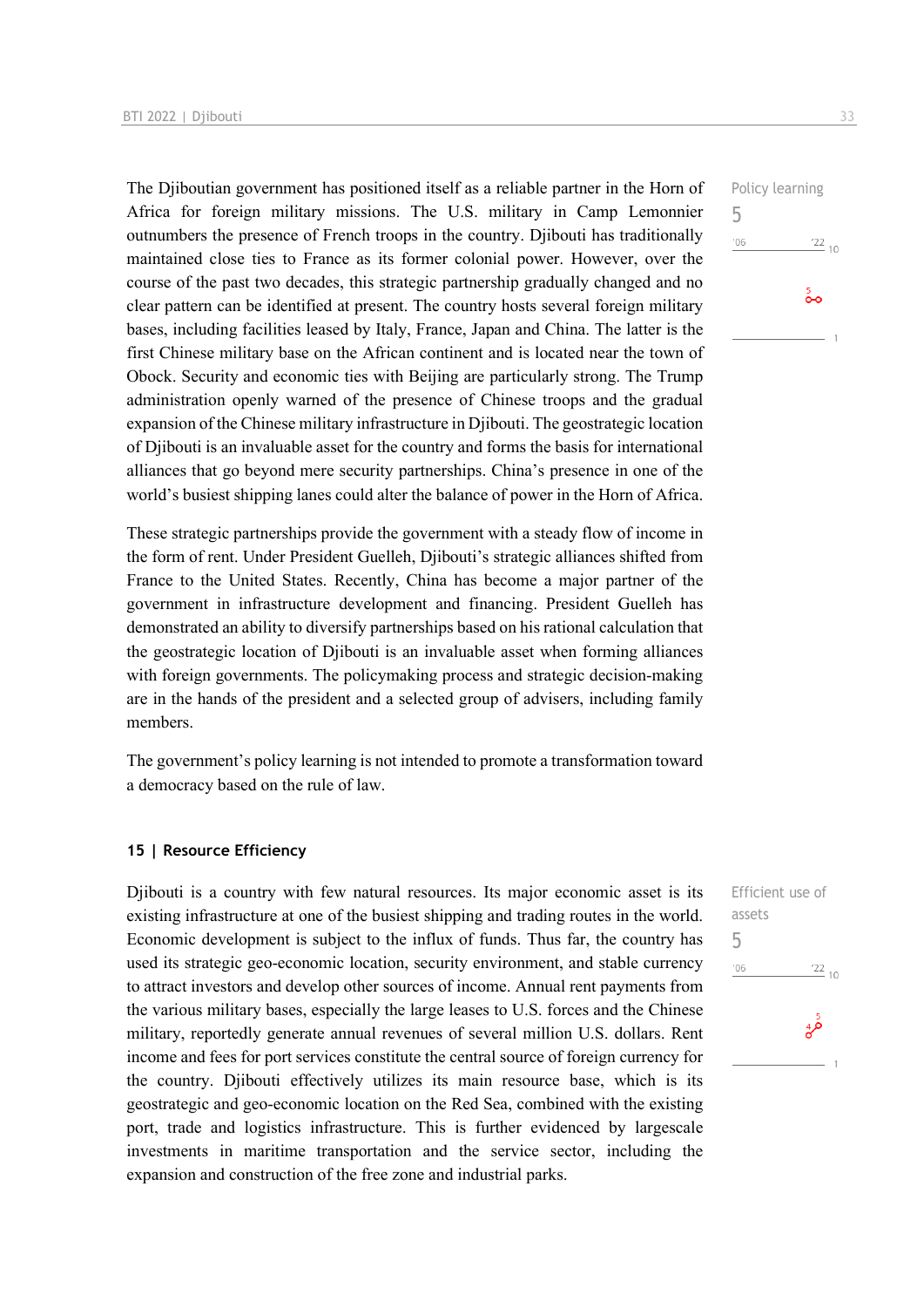The Djiboutian government has positioned itself as a reliable partner in the Horn of Africa for foreign military missions. The U.S. military in Camp Lemonnier outnumbers the presence of French troops in the country. Djibouti has traditionally maintained close ties to France as its former colonial power. However, over the course of the past two decades, this strategic partnership gradually changed and no clear pattern can be identified at present. The country hosts several foreign military bases, including facilities leased by Italy, France, Japan and China. The latter is the first Chinese military base on the African continent and is located near the town of Obock. Security and economic ties with Beijing are particularly strong. The Trump administration openly warned of the presence of Chinese troops and the gradual expansion of the Chinese military infrastructure in Djibouti. The geostrategic location of Djibouti is an invaluable asset for the country and forms the basis for international alliances that go beyond mere security partnerships. China's presence in one of the world's busiest shipping lanes could alter the balance of power in the Horn of Africa.

Policy learning
5

These strategic partnerships provide the government with a steady flow of income in the form of rent. Under President Guelleh, Djibouti's strategic alliances shifted from France to the United States. Recently, China has become a major partner of the government in infrastructure development and financing. President Guelleh has demonstrated an ability to diversify partnerships based on his rational calculation that the geostrategic location of Djibouti is an invaluable asset when forming alliances with foreign governments. The policymaking process and strategic decision-making are in the hands of the president and a selected group of advisers, including family members.

The government's policy learning is not intended to promote a transformation toward a democracy based on the rule of law.

### 15 | Resource Efficiency

Djibouti is a country with few natural resources. Its major economic asset is its existing infrastructure at one of the busiest shipping and trading routes in the world. Economic development is subject to the influx of funds. Thus far, the country has used its strategic geo-economic location, security environment, and stable currency to attract investors and develop other sources of income. Annual rent payments from the various military bases, especially the large leases to U.S. forces and the Chinese military, reportedly generate annual revenues of several million U.S. dollars. Rent income and fees for port services constitute the central source of foreign currency for the country. Djibouti effectively utilizes its main resource base, which is its geostrategic and geo-economic location on the Red Sea, combined with the existing port, trade and logistics infrastructure. This is further evidenced by largescale investments in maritime transportation and the service sector, including the expansion and construction of the free zone and industrial parks.

Efficient use of assets
5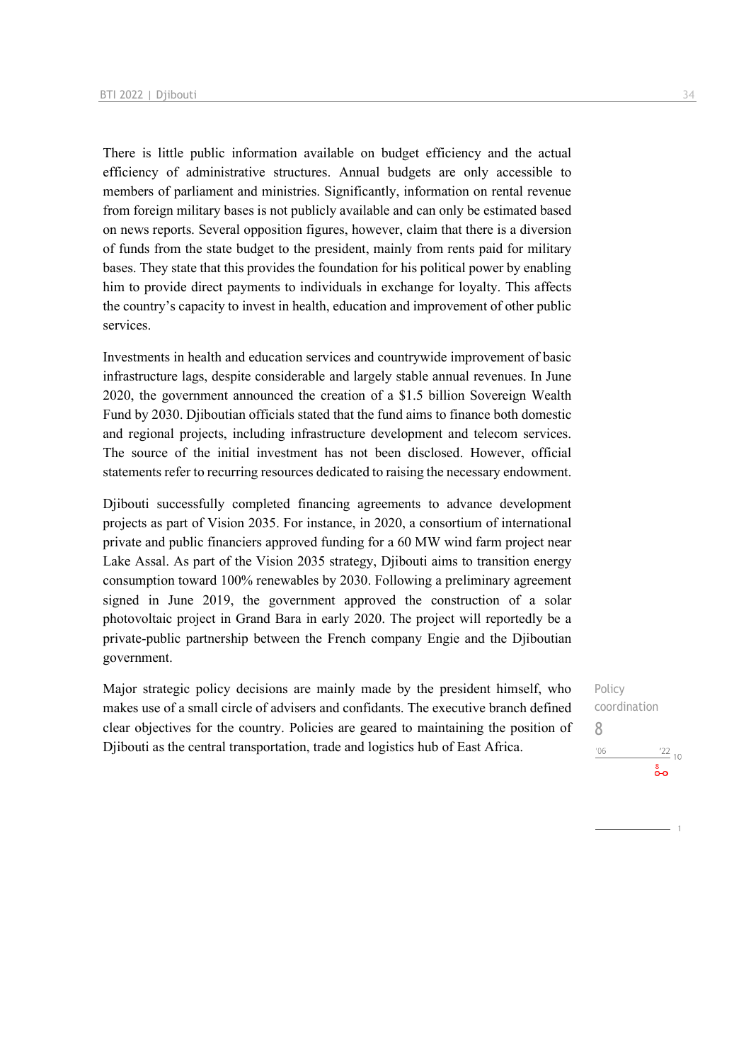There is little public information available on budget efficiency and the actual efficiency of administrative structures. Annual budgets are only accessible to members of parliament and ministries. Significantly, information on rental revenue from foreign military bases is not publicly available and can only be estimated based on news reports. Several opposition figures, however, claim that there is a diversion of funds from the state budget to the president, mainly from rents paid for military bases. They state that this provides the foundation for his political power by enabling him to provide direct payments to individuals in exchange for loyalty. This affects the country's capacity to invest in health, education and improvement of other public services.

Investments in health and education services and countrywide improvement of basic infrastructure lags, despite considerable and largely stable annual revenues. In June 2020, the government announced the creation of a $1.5 billion Sovereign Wealth Fund by 2030. Djiboutian officials stated that the fund aims to finance both domestic and regional projects, including infrastructure development and telecom services. The source of the initial investment has not been disclosed. However, official statements refer to recurring resources dedicated to raising the necessary endowment.

Djibouti successfully completed financing agreements to advance development projects as part of Vision 2035. For instance, in 2020, a consortium of international private and public financiers approved funding for a 60 MW wind farm project near Lake Assal. As part of the Vision 2035 strategy, Djibouti aims to transition energy consumption toward 100% renewables by 2030. Following a preliminary agreement signed in June 2019, the government approved the construction of a solar photovoltaic project in Grand Bara in early 2020. The project will reportedly be a private-public partnership between the French company Engie and the Djiboutian government.

Policy coordination

8

'06 '22 10

8

1

Major strategic policy decisions are mainly made by the president himself, who makes use of a small circle of advisers and confidants. The executive branch defined clear objectives for the country. Policies are geared to maintaining the position of Djibouti as the central transportation, trade and logistics hub of East Africa.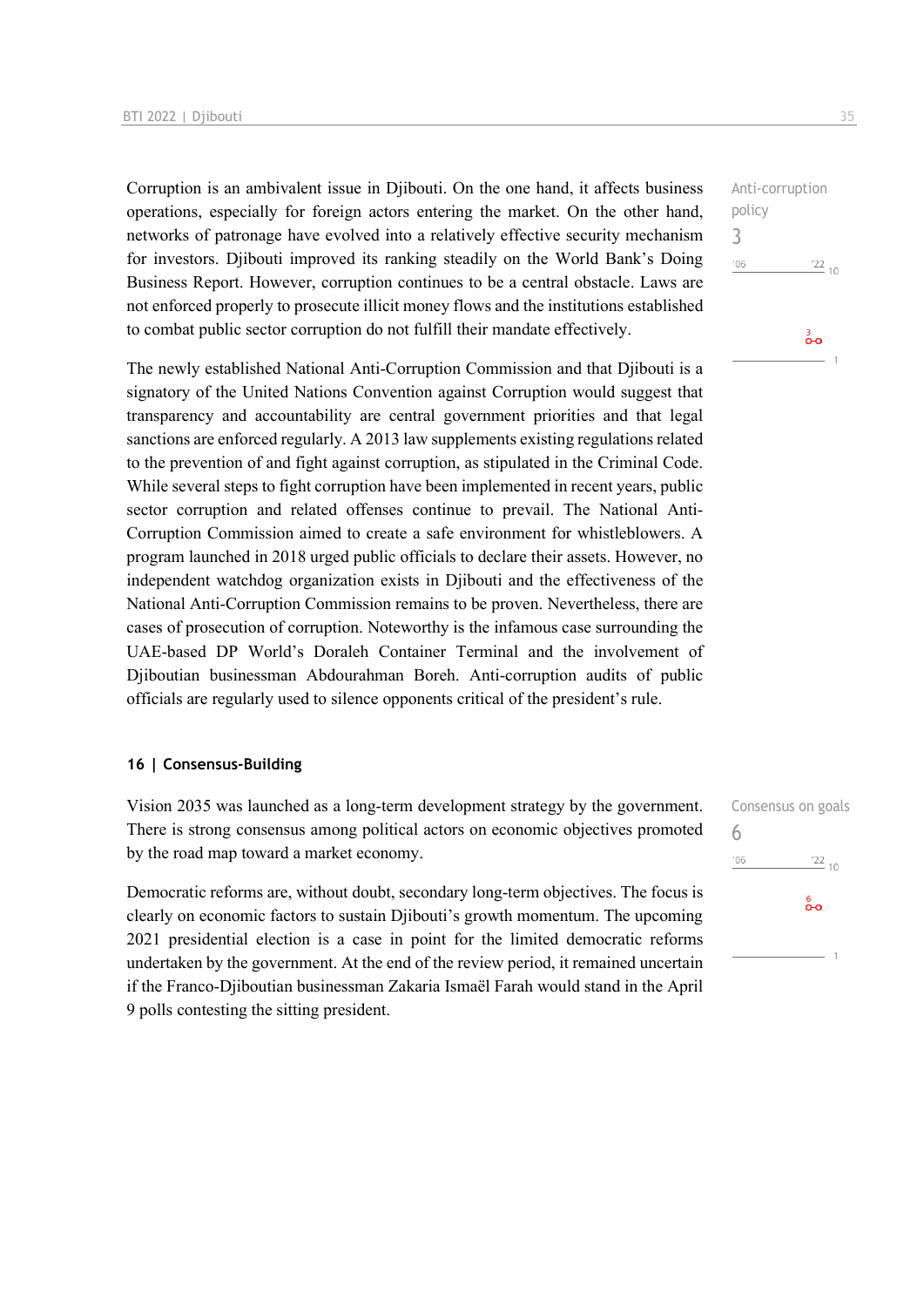Corruption is an ambivalent issue in Djibouti. On the one hand, it affects business operations, especially for foreign actors entering the market. On the other hand, networks of patronage have evolved into a relatively effective security mechanism for investors. Djibouti improved its ranking steadily on the World Bank's Doing Business Report. However, corruption continues to be a central obstacle. Laws are not enforced properly to prosecute illicit money flows and the institutions established to combat public sector corruption do not fulfill their mandate effectively.

Anti-corruption policy
3

The newly established National Anti-Corruption Commission and that Djibouti is a signatory of the United Nations Convention against Corruption would suggest that transparency and accountability are central government priorities and that legal sanctions are enforced regularly. A 2013 law supplements existing regulations related to the prevention of and fight against corruption, as stipulated in the Criminal Code. While several steps to fight corruption have been implemented in recent years, public sector corruption and related offenses continue to prevail. The National Anti-Corruption Commission aimed to create a safe environment for whistleblowers. A program launched in 2018 urged public officials to declare their assets. However, no independent watchdog organization exists in Djibouti and the effectiveness of the National Anti-Corruption Commission remains to be proven. Nevertheless, there are cases of prosecution of corruption. Noteworthy is the infamous case surrounding the UAE-based DP World's Doraleh Container Terminal and the involvement of Djiboutian businessman Abdourahman Boreh. Anti-corruption audits of public officials are regularly used to silence opponents critical of the president's rule.

## 16 | Consensus-Building

Vision 2035 was launched as a long-term development strategy by the government. There is strong consensus among political actors on economic objectives promoted by the road map toward a market economy.

Consensus on goals
6

Democratic reforms are, without doubt, secondary long-term objectives. The focus is clearly on economic factors to sustain Djibouti's growth momentum. The upcoming 2021 presidential election is a case in point for the limited democratic reforms undertaken by the government. At the end of the review period, it remained uncertain if the Franco-Djiboutian businessman Zakaria Ismaël Farah would stand in the April 9 polls contesting the sitting president.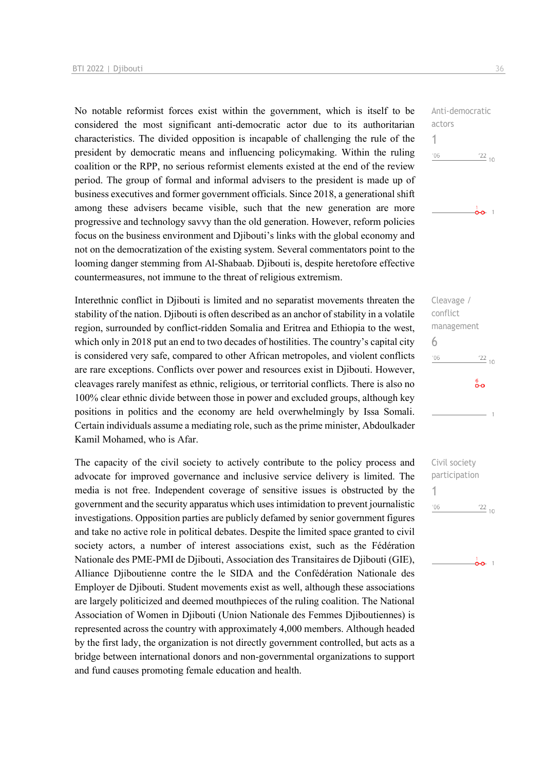No notable reformist forces exist within the government, which is itself to be considered the most significant anti-democratic actor due to its authoritarian characteristics. The divided opposition is incapable of challenging the rule of the president by democratic means and influencing policymaking. Within the ruling coalition or the RPP, no serious reformist elements existed at the end of the review period. The group of formal and informal advisers to the president is made up of business executives and former government officials. Since 2018, a generational shift among these advisers became visible, such that the new generation are more progressive and technology savvy than the old generation. However, reform policies focus on the business environment and Djibouti's links with the global economy and not on the democratization of the existing system. Several commentators point to the looming danger stemming from Al-Shabaab. Djibouti is, despite heretofore effective countermeasures, not immune to the threat of religious extremism.

Anti-democratic actors
1

Interethnic conflict in Djibouti is limited and no separatist movements threaten the stability of the nation. Djibouti is often described as an anchor of stability in a volatile region, surrounded by conflict-ridden Somalia and Eritrea and Ethiopia to the west, which only in 2018 put an end to two decades of hostilities. The country's capital city is considered very safe, compared to other African metropoles, and violent conflicts are rare exceptions. Conflicts over power and resources exist in Djibouti. However, cleavages rarely manifest as ethnic, religious, or territorial conflicts. There is also no 100% clear ethnic divide between those in power and excluded groups, although key positions in politics and the economy are held overwhelmingly by Issa Somali. Certain individuals assume a mediating role, such as the prime minister, Abdoulkader Kamil Mohamed, who is Afar.

Cleavage / conflict management
6

The capacity of the civil society to actively contribute to the policy process and advocate for improved governance and inclusive service delivery is limited. The media is not free. Independent coverage of sensitive issues is obstructed by the government and the security apparatus which uses intimidation to prevent journalistic investigations. Opposition parties are publicly defamed by senior government figures and take no active role in political debates. Despite the limited space granted to civil society actors, a number of interest associations exist, such as the Fédération Nationale des PME-PMI de Djibouti, Association des Transitaires de Djibouti (GIE), Alliance Djiboutienne contre the le SIDA and the Confédération Nationale des Employer de Djibouti. Student movements exist as well, although these associations are largely politicized and deemed mouthpieces of the ruling coalition. The National Association of Women in Djibouti (Union Nationale des Femmes Djiboutiennes) is represented across the country with approximately 4,000 members. Although headed by the first lady, the organization is not directly government controlled, but acts as a bridge between international donors and non-governmental organizations to support and fund causes promoting female education and health.

Civil society participation
1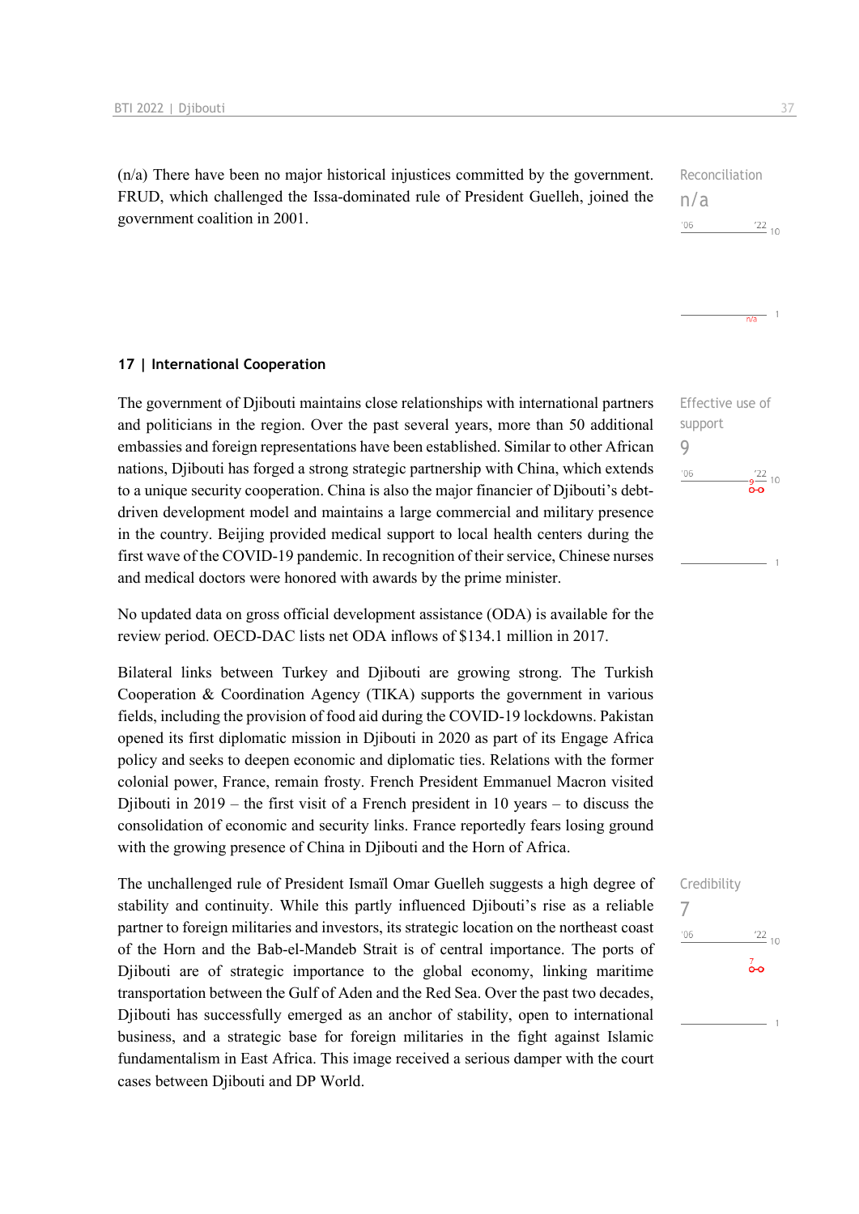(n/a) There have been no major historical injustices committed by the government. FRUD, which challenged the Issa-dominated rule of President Guelleh, joined the government coalition in 2001.

Reconciliation
n/a

## 17 | International Cooperation

Effective use of support
9

The government of Djibouti maintains close relationships with international partners and politicians in the region. Over the past several years, more than 50 additional embassies and foreign representations have been established. Similar to other African nations, Djibouti has forged a strong strategic partnership with China, which extends to a unique security cooperation. China is also the major financier of Djibouti's debt-driven development model and maintains a large commercial and military presence in the country. Beijing provided medical support to local health centers during the first wave of the COVID-19 pandemic. In recognition of their service, Chinese nurses and medical doctors were honored with awards by the prime minister.

No updated data on gross official development assistance (ODA) is available for the review period. OECD-DAC lists net ODA inflows of $134.1 million in 2017.

Bilateral links between Turkey and Djibouti are growing strong. The Turkish Cooperation & Coordination Agency (TIKA) supports the government in various fields, including the provision of food aid during the COVID-19 lockdowns. Pakistan opened its first diplomatic mission in Djibouti in 2020 as part of its Engage Africa policy and seeks to deepen economic and diplomatic ties. Relations with the former colonial power, France, remain frosty. French President Emmanuel Macron visited Djibouti in 2019 – the first visit of a French president in 10 years – to discuss the consolidation of economic and security links. France reportedly fears losing ground with the growing presence of China in Djibouti and the Horn of Africa.

Credibility
7

The unchallenged rule of President Ismaïl Omar Guelleh suggests a high degree of stability and continuity. While this partly influenced Djibouti's rise as a reliable partner to foreign militaries and investors, its strategic location on the northeast coast of the Horn and the Bab-el-Mandeb Strait is of central importance. The ports of Djibouti are of strategic importance to the global economy, linking maritime transportation between the Gulf of Aden and the Red Sea. Over the past two decades, Djibouti has successfully emerged as an anchor of stability, open to international business, and a strategic base for foreign militaries in the fight against Islamic fundamentalism in East Africa. This image received a serious damper with the court cases between Djibouti and DP World.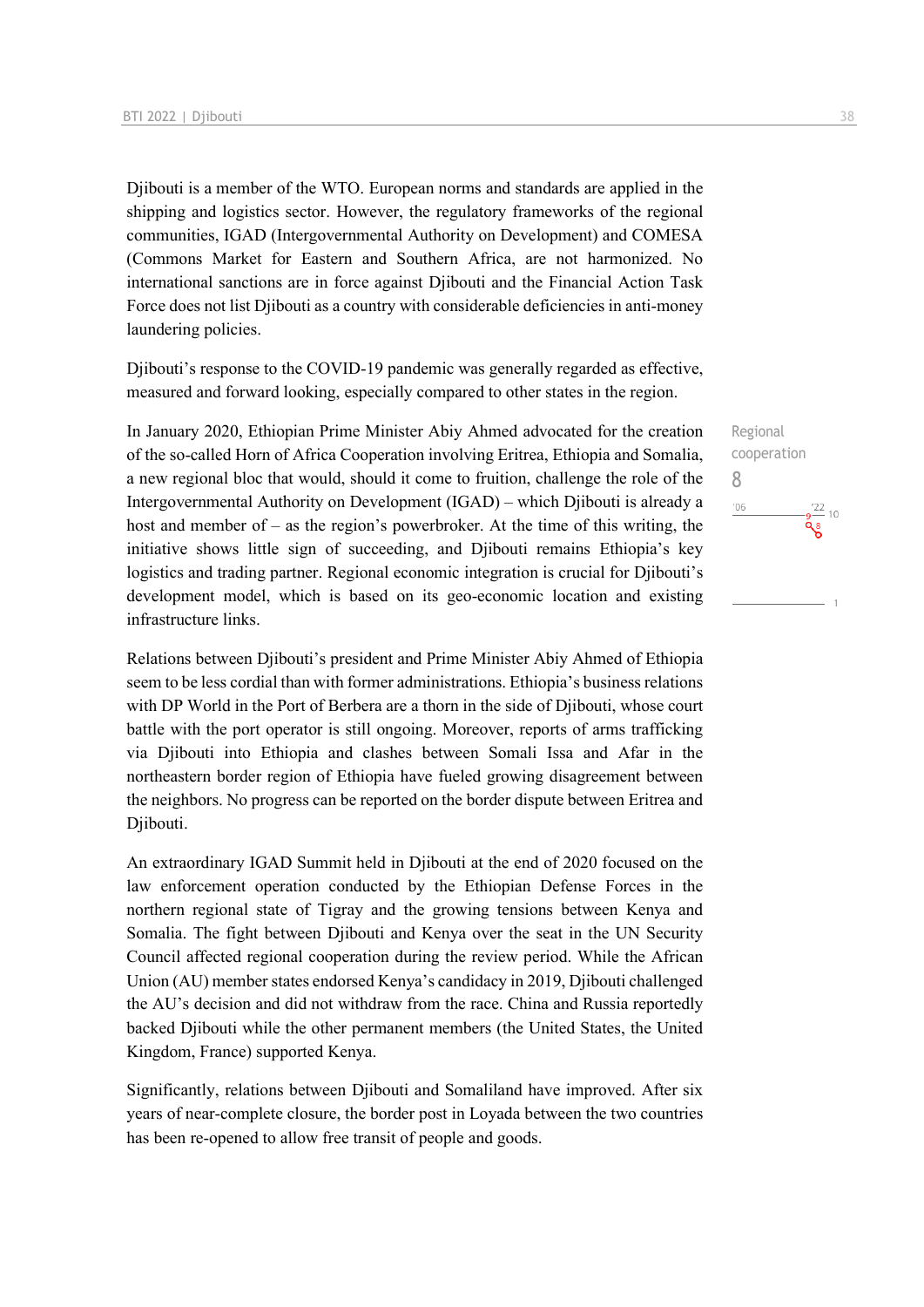Djibouti is a member of the WTO. European norms and standards are applied in the shipping and logistics sector. However, the regulatory frameworks of the regional communities, IGAD (Intergovernmental Authority on Development) and COMESA (Commons Market for Eastern and Southern Africa, are not harmonized. No international sanctions are in force against Djibouti and the Financial Action Task Force does not list Djibouti as a country with considerable deficiencies in anti-money laundering policies.

Djibouti's response to the COVID-19 pandemic was generally regarded as effective, measured and forward looking, especially compared to other states in the region.

Regional cooperation
8

In January 2020, Ethiopian Prime Minister Abiy Ahmed advocated for the creation of the so-called Horn of Africa Cooperation involving Eritrea, Ethiopia and Somalia, a new regional bloc that would, should it come to fruition, challenge the role of the Intergovernmental Authority on Development (IGAD) – which Djibouti is already a host and member of – as the region's powerbroker. At the time of this writing, the initiative shows little sign of succeeding, and Djibouti remains Ethiopia's key logistics and trading partner. Regional economic integration is crucial for Djibouti's development model, which is based on its geo-economic location and existing infrastructure links.

Relations between Djibouti's president and Prime Minister Abiy Ahmed of Ethiopia seem to be less cordial than with former administrations. Ethiopia's business relations with DP World in the Port of Berbera are a thorn in the side of Djibouti, whose court battle with the port operator is still ongoing. Moreover, reports of arms trafficking via Djibouti into Ethiopia and clashes between Somali Issa and Afar in the northeastern border region of Ethiopia have fueled growing disagreement between the neighbors. No progress can be reported on the border dispute between Eritrea and Djibouti.

An extraordinary IGAD Summit held in Djibouti at the end of 2020 focused on the law enforcement operation conducted by the Ethiopian Defense Forces in the northern regional state of Tigray and the growing tensions between Kenya and Somalia. The fight between Djibouti and Kenya over the seat in the UN Security Council affected regional cooperation during the review period. While the African Union (AU) member states endorsed Kenya's candidacy in 2019, Djibouti challenged the AU's decision and did not withdraw from the race. China and Russia reportedly backed Djibouti while the other permanent members (the United States, the United Kingdom, France) supported Kenya.

Significantly, relations between Djibouti and Somaliland have improved. After six years of near-complete closure, the border post in Loyada between the two countries has been re-opened to allow free transit of people and goods.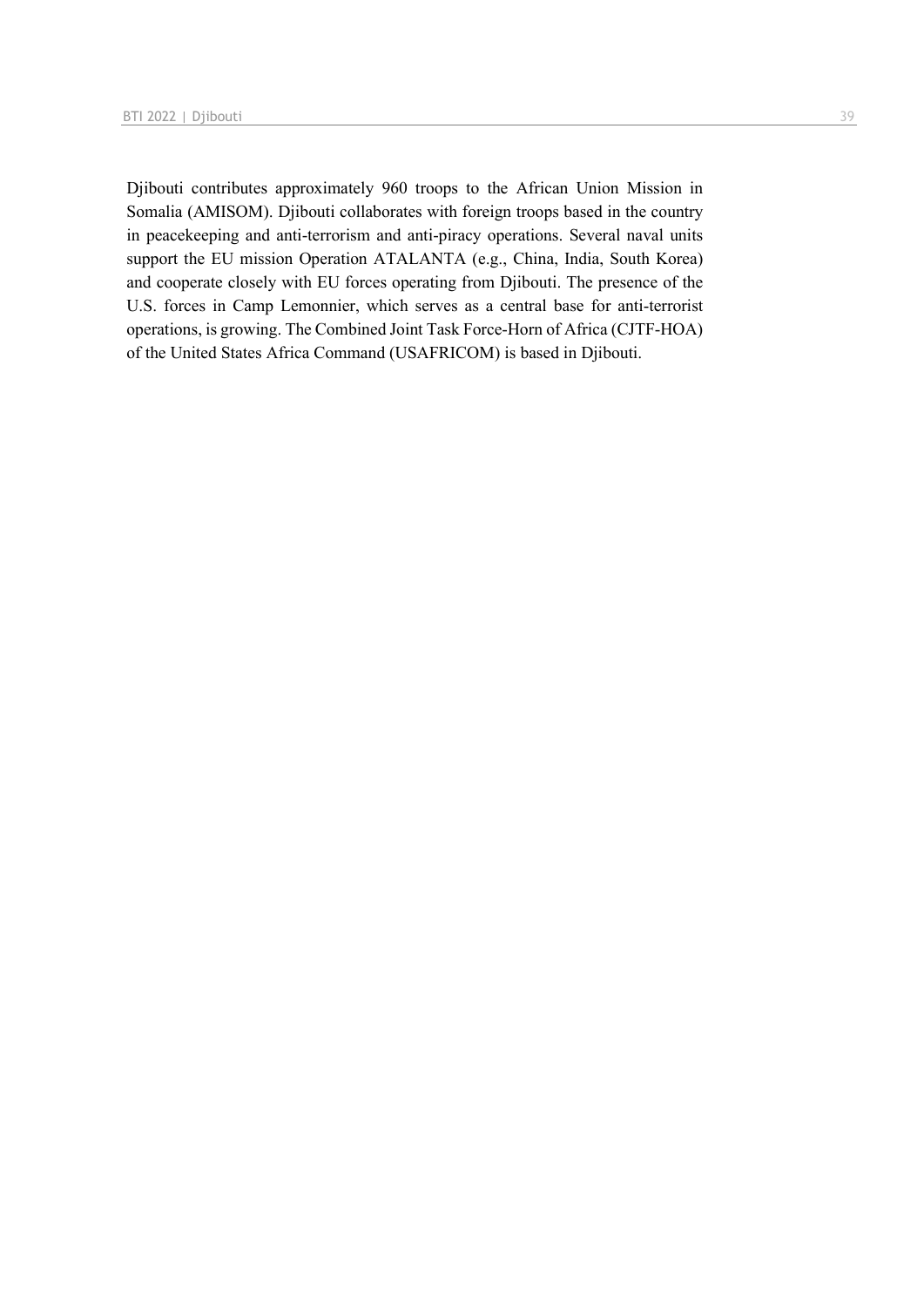Djibouti contributes approximately 960 troops to the African Union Mission in Somalia (AMISOM). Djibouti collaborates with foreign troops based in the country in peacekeeping and anti-terrorism and anti-piracy operations. Several naval units support the EU mission Operation ATALANTA (e.g., China, India, South Korea) and cooperate closely with EU forces operating from Djibouti. The presence of the U.S. forces in Camp Lemonnier, which serves as a central base for anti-terrorist operations, is growing. The Combined Joint Task Force-Horn of Africa (CJTF-HOA) of the United States Africa Command (USAFRICOM) is based in Djibouti.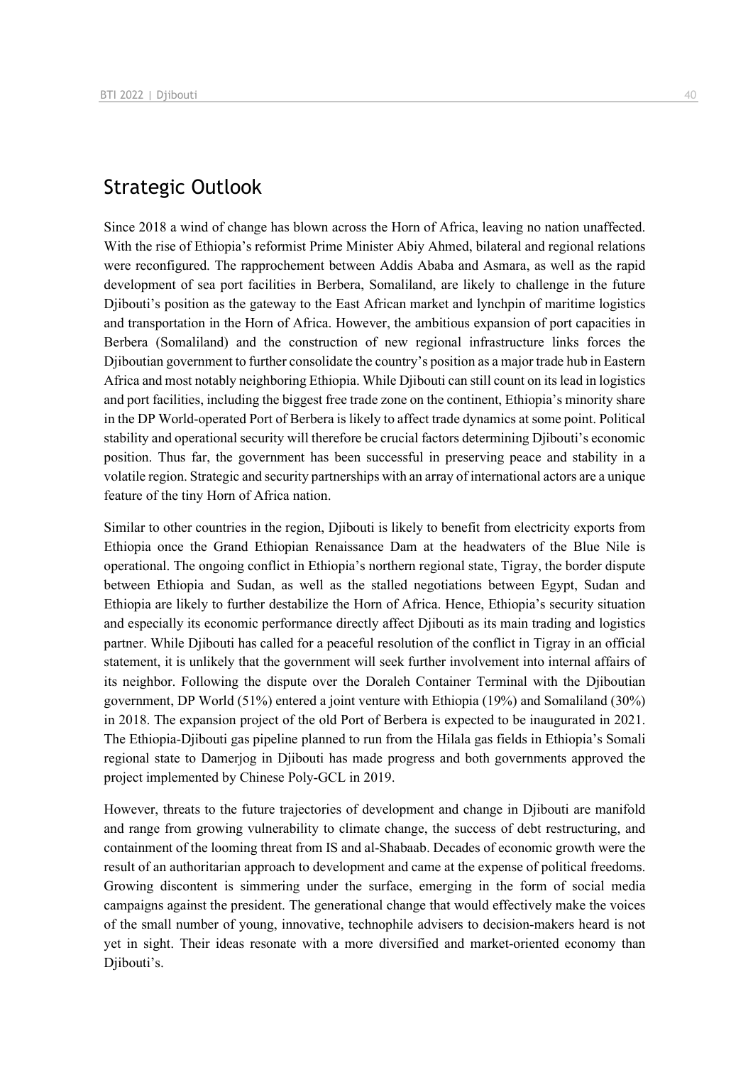## Strategic Outlook

Since 2018 a wind of change has blown across the Horn of Africa, leaving no nation unaffected. With the rise of Ethiopia's reformist Prime Minister Abiy Ahmed, bilateral and regional relations were reconfigured. The rapprochement between Addis Ababa and Asmara, as well as the rapid development of sea port facilities in Berbera, Somaliland, are likely to challenge in the future Djibouti's position as the gateway to the East African market and lynchpin of maritime logistics and transportation in the Horn of Africa. However, the ambitious expansion of port capacities in Berbera (Somaliland) and the construction of new regional infrastructure links forces the Djiboutian government to further consolidate the country's position as a major trade hub in Eastern Africa and most notably neighboring Ethiopia. While Djibouti can still count on its lead in logistics and port facilities, including the biggest free trade zone on the continent, Ethiopia's minority share in the DP World-operated Port of Berbera is likely to affect trade dynamics at some point. Political stability and operational security will therefore be crucial factors determining Djibouti's economic position. Thus far, the government has been successful in preserving peace and stability in a volatile region. Strategic and security partnerships with an array of international actors are a unique feature of the tiny Horn of Africa nation.

Similar to other countries in the region, Djibouti is likely to benefit from electricity exports from Ethiopia once the Grand Ethiopian Renaissance Dam at the headwaters of the Blue Nile is operational. The ongoing conflict in Ethiopia's northern regional state, Tigray, the border dispute between Ethiopia and Sudan, as well as the stalled negotiations between Egypt, Sudan and Ethiopia are likely to further destabilize the Horn of Africa. Hence, Ethiopia's security situation and especially its economic performance directly affect Djibouti as its main trading and logistics partner. While Djibouti has called for a peaceful resolution of the conflict in Tigray in an official statement, it is unlikely that the government will seek further involvement into internal affairs of its neighbor. Following the dispute over the Doraleh Container Terminal with the Djiboutian government, DP World (51%) entered a joint venture with Ethiopia (19%) and Somaliland (30%) in 2018. The expansion project of the old Port of Berbera is expected to be inaugurated in 2021. The Ethiopia-Djibouti gas pipeline planned to run from the Hilala gas fields in Ethiopia's Somali regional state to Damerjog in Djibouti has made progress and both governments approved the project implemented by Chinese Poly-GCL in 2019.

However, threats to the future trajectories of development and change in Djibouti are manifold and range from growing vulnerability to climate change, the success of debt restructuring, and containment of the looming threat from IS and al-Shabaab. Decades of economic growth were the result of an authoritarian approach to development and came at the expense of political freedoms. Growing discontent is simmering under the surface, emerging in the form of social media campaigns against the president. The generational change that would effectively make the voices of the small number of young, innovative, technophile advisers to decision-makers heard is not yet in sight. Their ideas resonate with a more diversified and market-oriented economy than Djibouti's.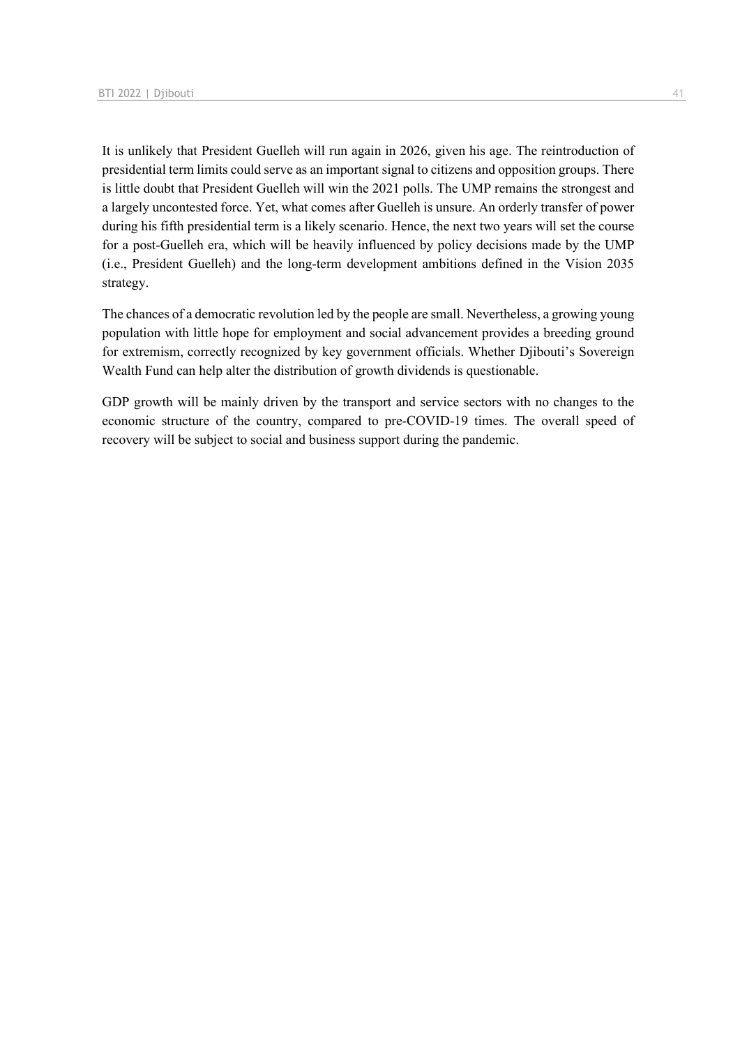It is unlikely that President Guelleh will run again in 2026, given his age. The reintroduction of presidential term limits could serve as an important signal to citizens and opposition groups. There is little doubt that President Guelleh will win the 2021 polls. The UMP remains the strongest and a largely uncontested force. Yet, what comes after Guelleh is unsure. An orderly transfer of power during his fifth presidential term is a likely scenario. Hence, the next two years will set the course for a post-Guelleh era, which will be heavily influenced by policy decisions made by the UMP (i.e., President Guelleh) and the long-term development ambitions defined in the Vision 2035 strategy.

The chances of a democratic revolution led by the people are small. Nevertheless, a growing young population with little hope for employment and social advancement provides a breeding ground for extremism, correctly recognized by key government officials. Whether Djibouti's Sovereign Wealth Fund can help alter the distribution of growth dividends is questionable.

GDP growth will be mainly driven by the transport and service sectors with no changes to the economic structure of the country, compared to pre-COVID-19 times. The overall speed of recovery will be subject to social and business support during the pandemic.